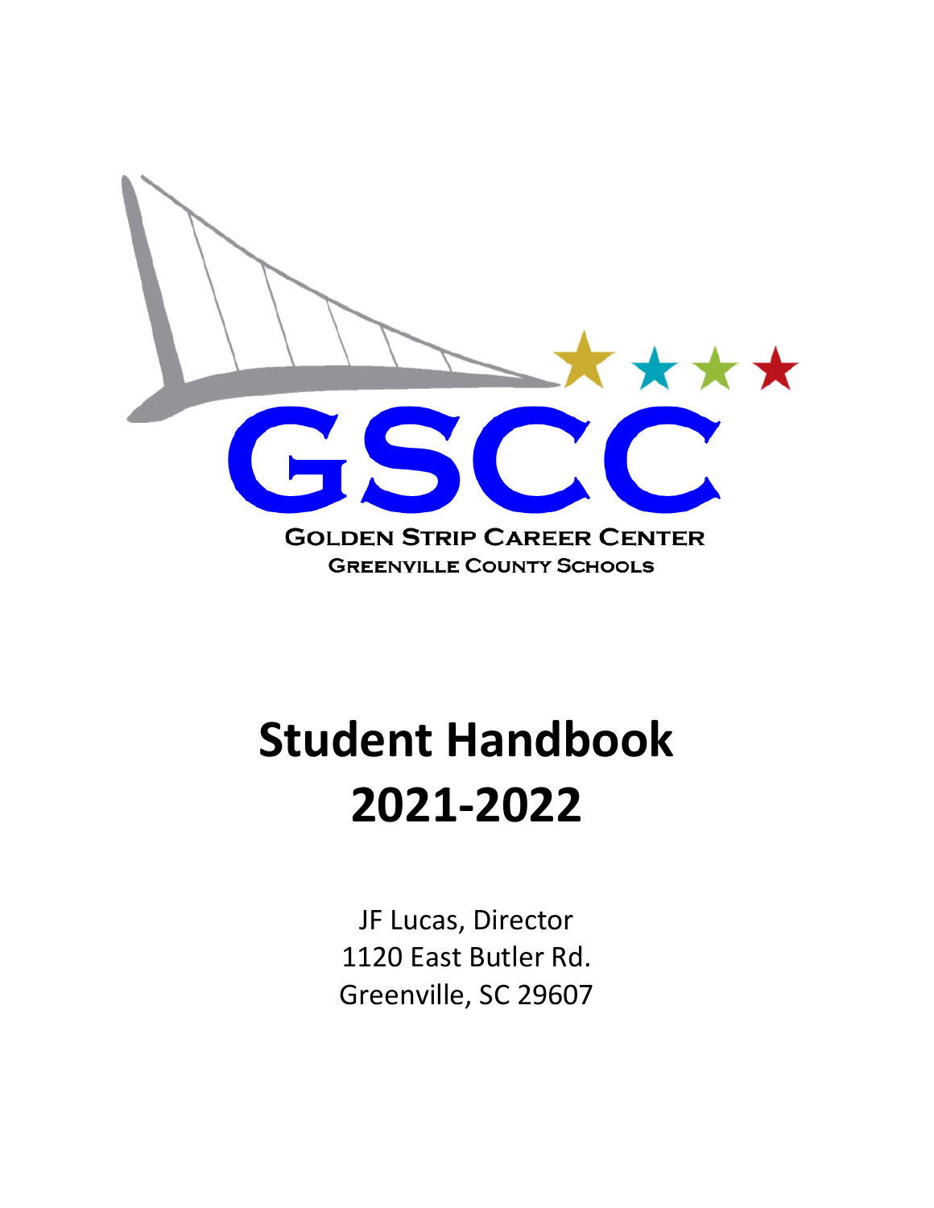GSCC

GOLDEN STRIP CAREER CENTER

GREENVILLE COUNTY SCHOOLS

# Student Handbook 2021-2022

JF Lucas, Director

1120 East Butler Rd.

Greenville, SC 29607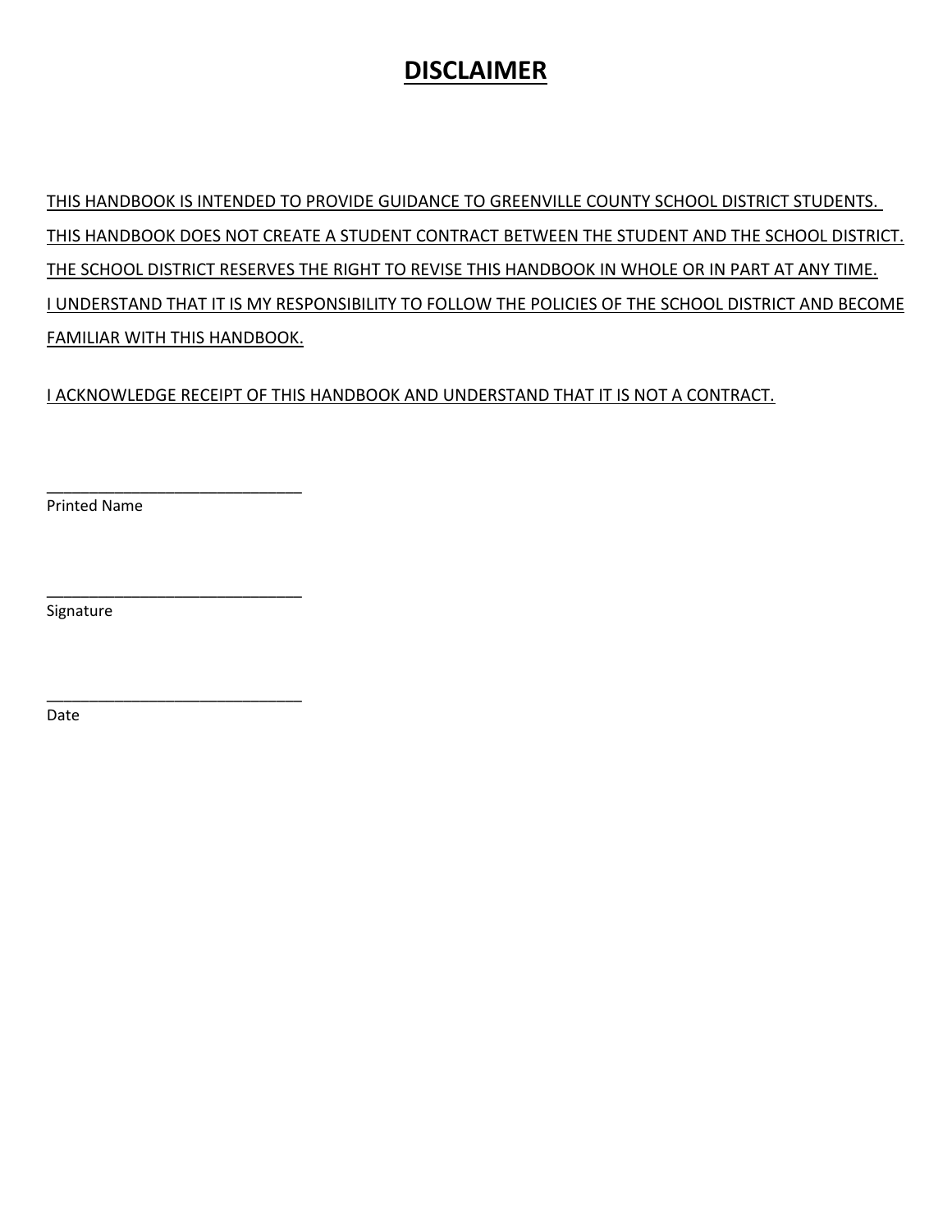# DISCLAIMER

THIS HANDBOOK IS INTENDED TO PROVIDE GUIDANCE TO GREENVILLE COUNTY SCHOOL DISTRICT STUDENTS. THIS HANDBOOK DOES NOT CREATE A STUDENT CONTRACT BETWEEN THE STUDENT AND THE SCHOOL DISTRICT. THE SCHOOL DISTRICT RESERVES THE RIGHT TO REVISE THIS HANDBOOK IN WHOLE OR IN PART AT ANY TIME. I UNDERSTAND THAT IT IS MY RESPONSIBILITY TO FOLLOW THE POLICIES OF THE SCHOOL DISTRICT AND BECOME FAMILIAR WITH THIS HANDBOOK.

I ACKNOWLEDGE RECEIPT OF THIS HANDBOOK AND UNDERSTAND THAT IT IS NOT A CONTRACT.

______________________________
Printed Name

______________________________
Signature

______________________________
Date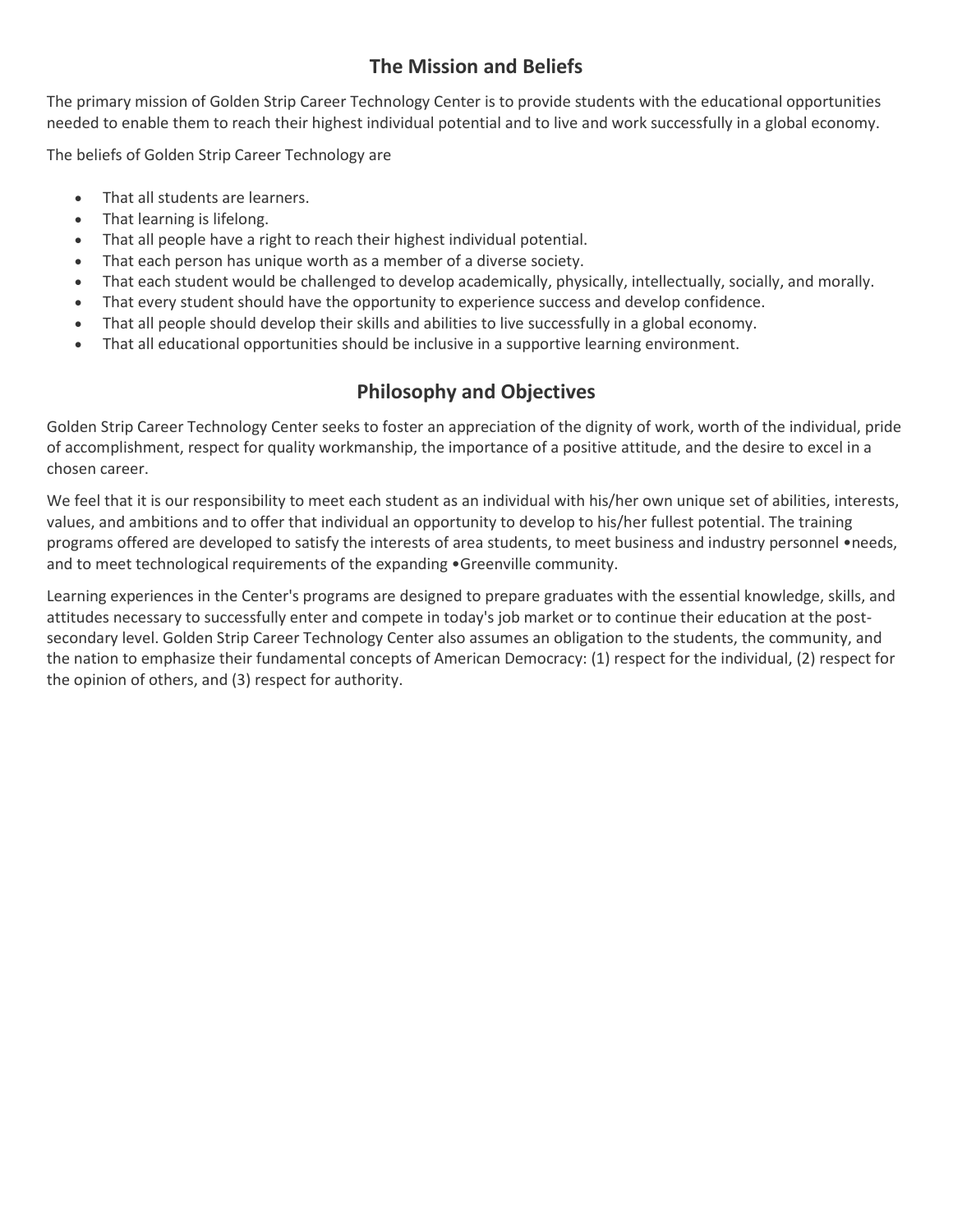## The Mission and Beliefs

The primary mission of Golden Strip Career Technology Center is to provide students with the educational opportunities needed to enable them to reach their highest individual potential and to live and work successfully in a global economy.

The beliefs of Golden Strip Career Technology are

- That all students are learners.
- That learning is lifelong.
- That all people have a right to reach their highest individual potential.
- That each person has unique worth as a member of a diverse society.
- That each student would be challenged to develop academically, physically, intellectually, socially, and morally.
- That every student should have the opportunity to experience success and develop confidence.
- That all people should develop their skills and abilities to live successfully in a global economy.
- That all educational opportunities should be inclusive in a supportive learning environment.

## Philosophy and Objectives

Golden Strip Career Technology Center seeks to foster an appreciation of the dignity of work, worth of the individual, pride of accomplishment, respect for quality workmanship, the importance of a positive attitude, and the desire to excel in a chosen career.

We feel that it is our responsibility to meet each student as an individual with his/her own unique set of abilities, interests, values, and ambitions and to offer that individual an opportunity to develop to his/her fullest potential. The training programs offered are developed to satisfy the interests of area students, to meet business and industry personnel •needs, and to meet technological requirements of the expanding •Greenville community.

Learning experiences in the Center's programs are designed to prepare graduates with the essential knowledge, skills, and attitudes necessary to successfully enter and compete in today's job market or to continue their education at the post-secondary level. Golden Strip Career Technology Center also assumes an obligation to the students, the community, and the nation to emphasize their fundamental concepts of American Democracy: (1) respect for the individual, (2) respect for the opinion of others, and (3) respect for authority.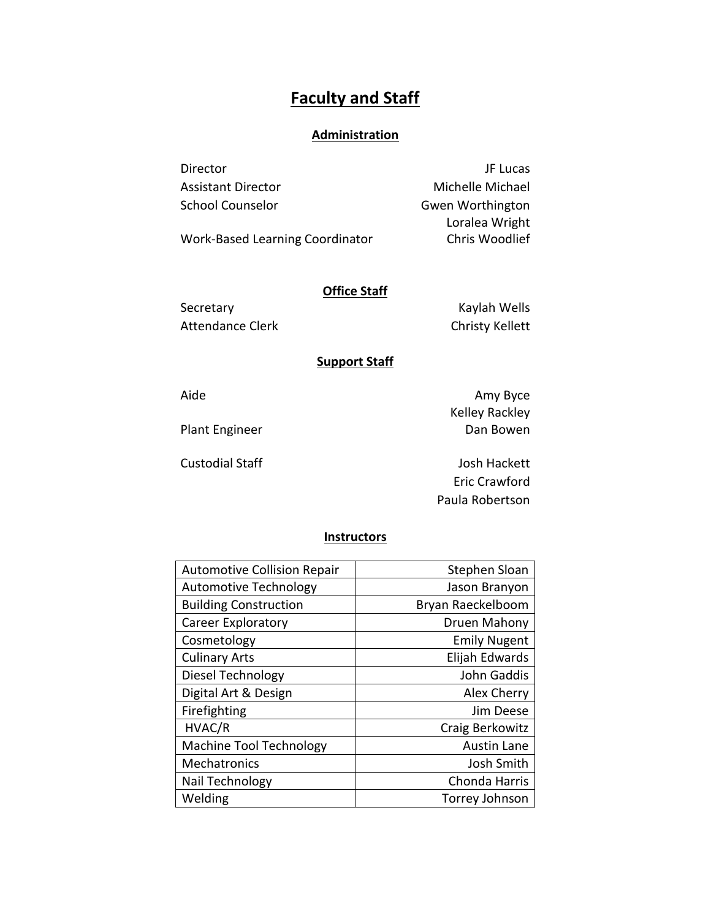# Faculty and Staff

## Administration

| | |
|---|---|
| Director | JF Lucas |
| Assistant Director | Michelle Michael |
| School Counselor | Gwen Worthington |
| | Loralea Wright |
| Work-Based Learning Coordinator | Chris Woodlief |

## Office Staff

| | |
|---|---|
| Secretary | Kaylah Wells |
| Attendance Clerk | Christy Kellett |

## Support Staff

| | |
|---|---|
| Aide | Amy Byce |
| | Kelley Rackley |
| Plant Engineer | Dan Bowen |
| Custodial Staff | Josh Hackett |
| | Eric Crawford |
| | Paula Robertson |

## Instructors

| | |
|---|---|
| Automotive Collision Repair | Stephen Sloan |
| Automotive Technology | Jason Branyon |
| Building Construction | Bryan Raeckelboom |
| Career Exploratory | Druen Mahony |
| Cosmetology | Emily Nugent |
| Culinary Arts | Elijah Edwards |
| Diesel Technology | John Gaddis |
| Digital Art & Design | Alex Cherry |
| Firefighting | Jim Deese |
| HVAC/R | Craig Berkowitz |
| Machine Tool Technology | Austin Lane |
| Mechatronics | Josh Smith |
| Nail Technology | Chonda Harris |
| Welding | Torrey Johnson |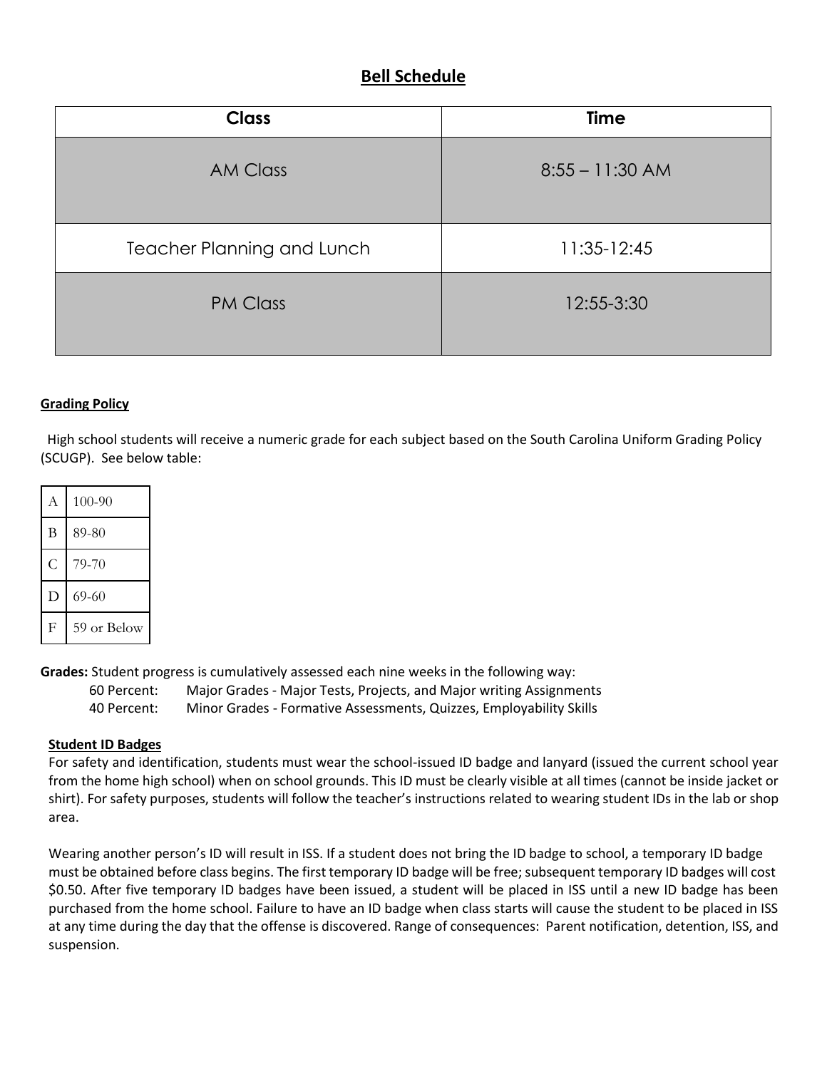## Bell Schedule

| Class | Time |
|---|---|
| AM Class | 8:55 – 11:30 AM |
| Teacher Planning and Lunch | 11:35-12:45 |
| PM Class | 12:55-3:30 |

**Grading Policy**

High school students will receive a numeric grade for each subject based on the South Carolina Uniform Grading Policy (SCUGP). See below table:

| | |
|---|---|
| A | 100-90 |
| B | 89-80 |
| C | 79-70 |
| D | 69-60 |
| F | 59 or Below |

**Grades:** Student progress is cumulatively assessed each nine weeks in the following way:

60 Percent: Major Grades - Major Tests, Projects, and Major writing Assignments

40 Percent: Minor Grades - Formative Assessments, Quizzes, Employability Skills

**Student ID Badges**

For safety and identification, students must wear the school-issued ID badge and lanyard (issued the current school year from the home high school) when on school grounds. This ID must be clearly visible at all times (cannot be inside jacket or shirt). For safety purposes, students will follow the teacher's instructions related to wearing student IDs in the lab or shop area.

Wearing another person's ID will result in ISS. If a student does not bring the ID badge to school, a temporary ID badge must be obtained before class begins. The first temporary ID badge will be free; subsequent temporary ID badges will cost $0.50. After five temporary ID badges have been issued, a student will be placed in ISS until a new ID badge has been purchased from the home school. Failure to have an ID badge when class starts will cause the student to be placed in ISS at any time during the day that the offense is discovered. Range of consequences: Parent notification, detention, ISS, and suspension.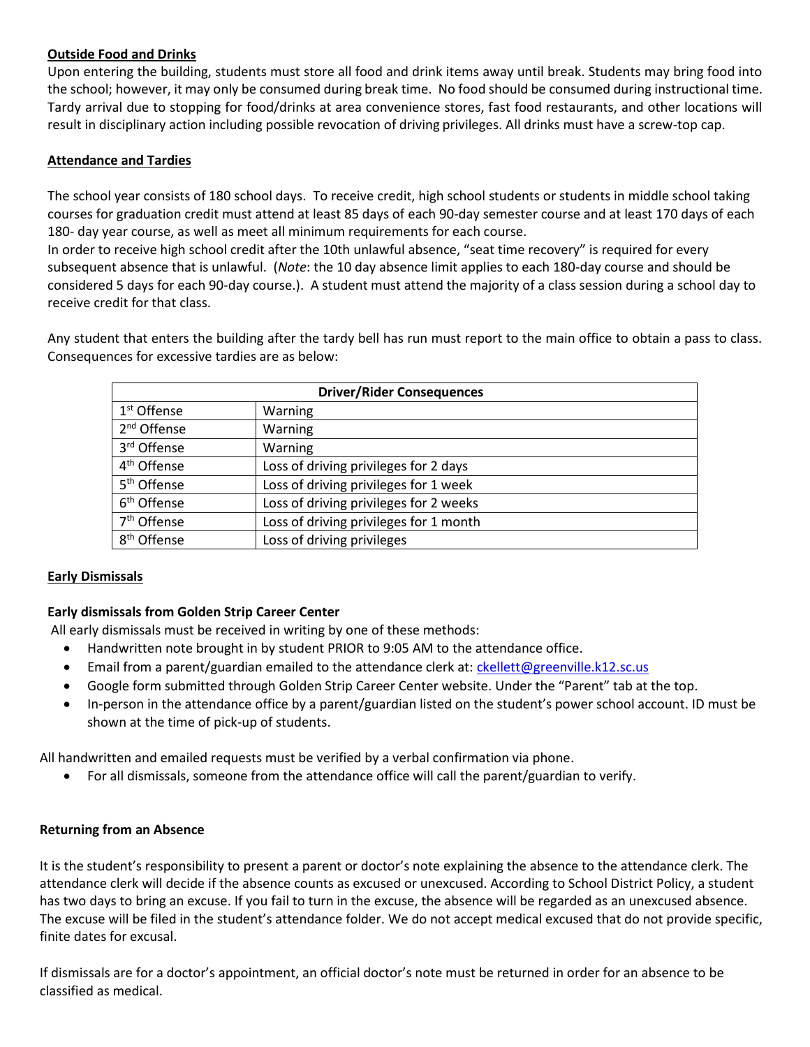## Outside Food and Drinks

Upon entering the building, students must store all food and drink items away until break. Students may bring food into the school; however, it may only be consumed during break time. No food should be consumed during instructional time. Tardy arrival due to stopping for food/drinks at area convenience stores, fast food restaurants, and other locations will result in disciplinary action including possible revocation of driving privileges. All drinks must have a screw-top cap.

## Attendance and Tardies

The school year consists of 180 school days. To receive credit, high school students or students in middle school taking courses for graduation credit must attend at least 85 days of each 90-day semester course and at least 170 days of each 180- day year course, as well as meet all minimum requirements for each course.
In order to receive high school credit after the 10th unlawful absence, "seat time recovery" is required for every subsequent absence that is unlawful. (*Note*: the 10 day absence limit applies to each 180-day course and should be considered 5 days for each 90-day course.). A student must attend the majority of a class session during a school day to receive credit for that class.

Any student that enters the building after the tardy bell has run must report to the main office to obtain a pass to class. Consequences for excessive tardies are as below:

| Driver/Rider Consequences | |
|---|---|
| 1st Offense | Warning |
| 2nd Offense | Warning |
| 3rd Offense | Warning |
| 4th Offense | Loss of driving privileges for 2 days |
| 5th Offense | Loss of driving privileges for 1 week |
| 6th Offense | Loss of driving privileges for 2 weeks |
| 7th Offense | Loss of driving privileges for 1 month |
| 8th Offense | Loss of driving privileges |

## Early Dismissals

### Early dismissals from Golden Strip Career Center

All early dismissals must be received in writing by one of these methods:

- Handwritten note brought in by student PRIOR to 9:05 AM to the attendance office.
- Email from a parent/guardian emailed to the attendance clerk at: ckellett@greenville.k12.sc.us
- Google form submitted through Golden Strip Career Center website. Under the "Parent" tab at the top.
- In-person in the attendance office by a parent/guardian listed on the student's power school account. ID must be shown at the time of pick-up of students.

All handwritten and emailed requests must be verified by a verbal confirmation via phone.

- For all dismissals, someone from the attendance office will call the parent/guardian to verify.

### Returning from an Absence

It is the student's responsibility to present a parent or doctor's note explaining the absence to the attendance clerk. The attendance clerk will decide if the absence counts as excused or unexcused. According to School District Policy, a student has two days to bring an excuse. If you fail to turn in the excuse, the absence will be regarded as an unexcused absence. The excuse will be filed in the student's attendance folder. We do not accept medical excused that do not provide specific, finite dates for excusal.

If dismissals are for a doctor's appointment, an official doctor's note must be returned in order for an absence to be classified as medical.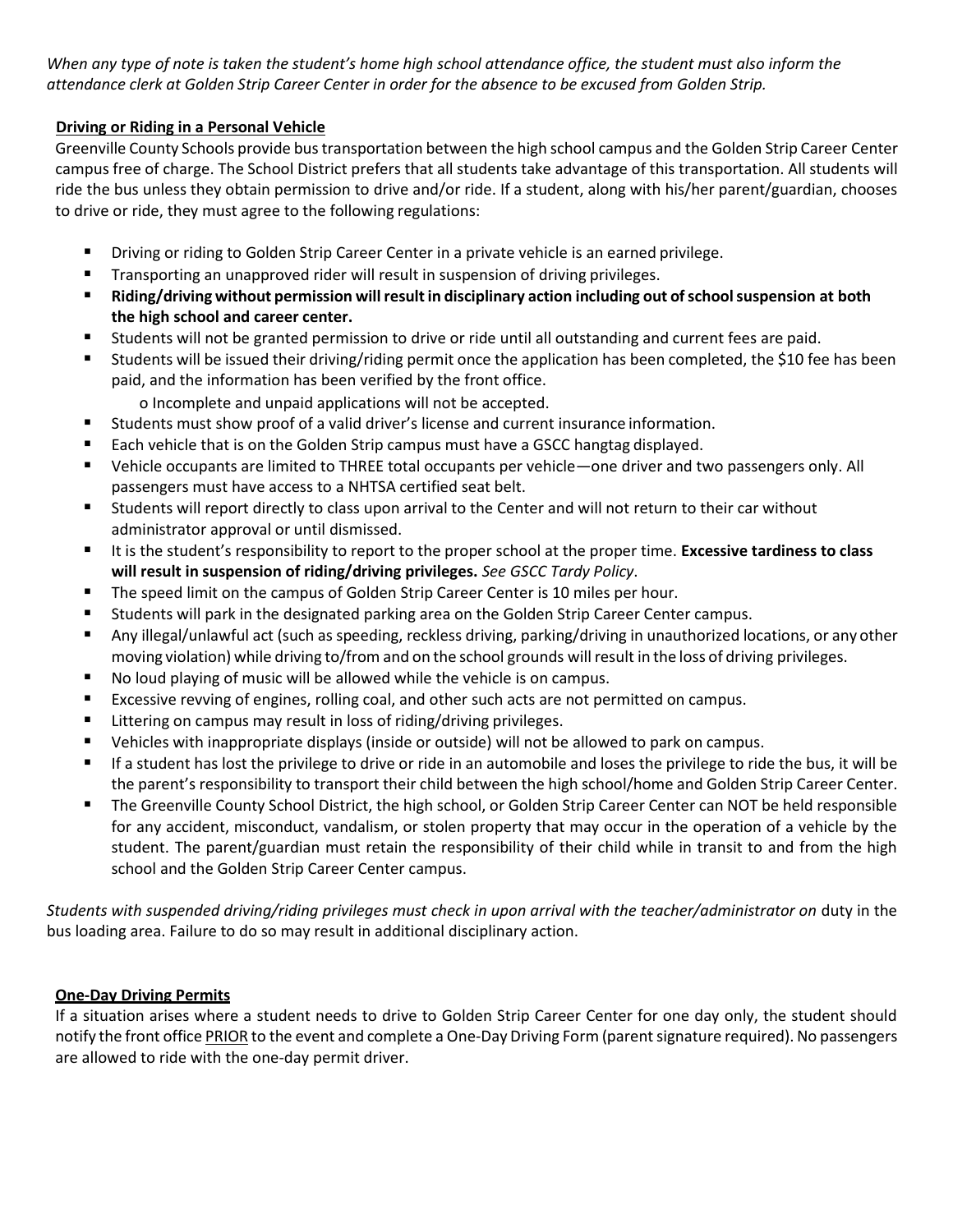*When any type of note is taken the student's home high school attendance office, the student must also inform the attendance clerk at Golden Strip Career Center in order for the absence to be excused from Golden Strip.*

## Driving or Riding in a Personal Vehicle

Greenville County Schools provide bus transportation between the high school campus and the Golden Strip Career Center campus free of charge. The School District prefers that all students take advantage of this transportation. All students will ride the bus unless they obtain permission to drive and/or ride. If a student, along with his/her parent/guardian, chooses to drive or ride, they must agree to the following regulations:

- Driving or riding to Golden Strip Career Center in a private vehicle is an earned privilege.
- Transporting an unapproved rider will result in suspension of driving privileges.
- **Riding/driving without permission will result in disciplinary action including out of school suspension at both the high school and career center.**
- Students will not be granted permission to drive or ride until all outstanding and current fees are paid.
- Students will be issued their driving/riding permit once the application has been completed, the $10 fee has been paid, and the information has been verified by the front office.
  - o Incomplete and unpaid applications will not be accepted.
- Students must show proof of a valid driver's license and current insurance information.
- Each vehicle that is on the Golden Strip campus must have a GSCC hangtag displayed.
- Vehicle occupants are limited to THREE total occupants per vehicle—one driver and two passengers only. All passengers must have access to a NHTSA certified seat belt.
- Students will report directly to class upon arrival to the Center and will not return to their car without administrator approval or until dismissed.
- It is the student's responsibility to report to the proper school at the proper time. **Excessive tardiness to class will result in suspension of riding/driving privileges.** *See GSCC Tardy Policy*.
- The speed limit on the campus of Golden Strip Career Center is 10 miles per hour.
- Students will park in the designated parking area on the Golden Strip Career Center campus.
- Any illegal/unlawful act (such as speeding, reckless driving, parking/driving in unauthorized locations, or any other moving violation) while driving to/from and on the school grounds will result in the loss of driving privileges.
- No loud playing of music will be allowed while the vehicle is on campus.
- Excessive revving of engines, rolling coal, and other such acts are not permitted on campus.
- Littering on campus may result in loss of riding/driving privileges.
- Vehicles with inappropriate displays (inside or outside) will not be allowed to park on campus.
- If a student has lost the privilege to drive or ride in an automobile and loses the privilege to ride the bus, it will be the parent's responsibility to transport their child between the high school/home and Golden Strip Career Center.
- The Greenville County School District, the high school, or Golden Strip Career Center can NOT be held responsible for any accident, misconduct, vandalism, or stolen property that may occur in the operation of a vehicle by the student. The parent/guardian must retain the responsibility of their child while in transit to and from the high school and the Golden Strip Career Center campus.

*Students with suspended driving/riding privileges must check in upon arrival with the teacher/administrator on* duty in the bus loading area. Failure to do so may result in additional disciplinary action.

## One-Day Driving Permits

If a situation arises where a student needs to drive to Golden Strip Career Center for one day only, the student should notify the front office PRIOR to the event and complete a One-Day Driving Form (parent signature required). No passengers are allowed to ride with the one-day permit driver.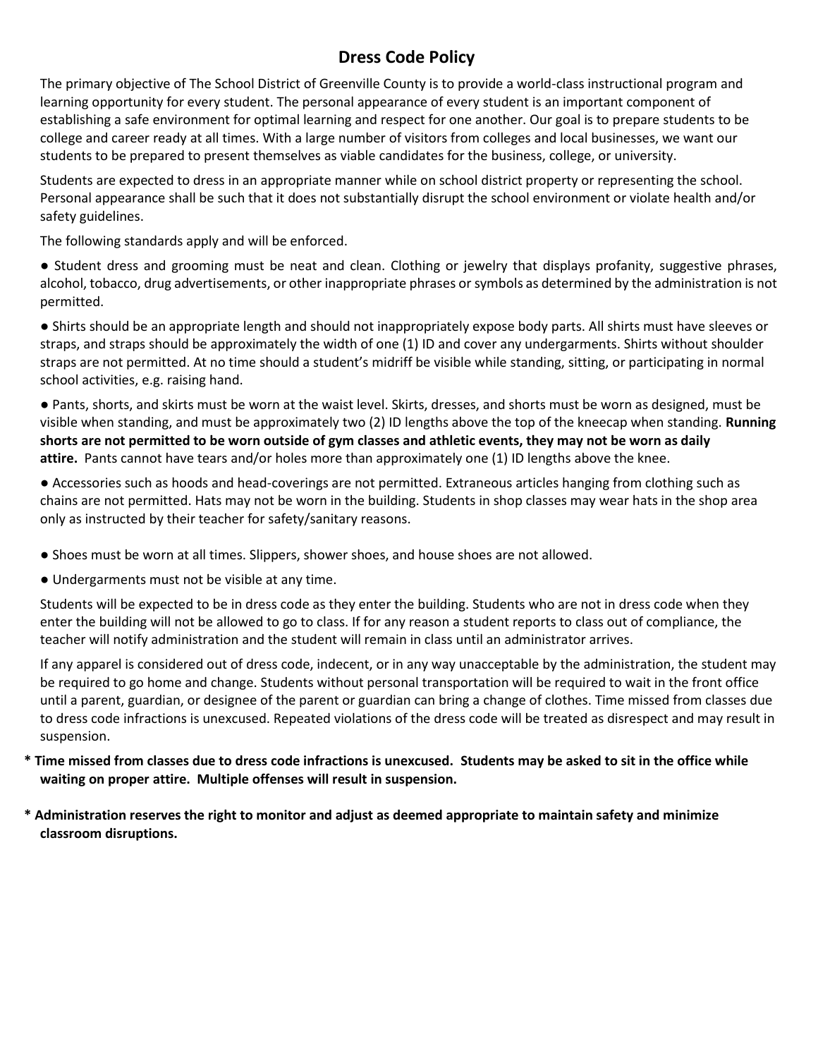# Dress Code Policy

The primary objective of The School District of Greenville County is to provide a world-class instructional program and learning opportunity for every student. The personal appearance of every student is an important component of establishing a safe environment for optimal learning and respect for one another. Our goal is to prepare students to be college and career ready at all times. With a large number of visitors from colleges and local businesses, we want our students to be prepared to present themselves as viable candidates for the business, college, or university.

Students are expected to dress in an appropriate manner while on school district property or representing the school. Personal appearance shall be such that it does not substantially disrupt the school environment or violate health and/or safety guidelines.

The following standards apply and will be enforced.

- Student dress and grooming must be neat and clean. Clothing or jewelry that displays profanity, suggestive phrases, alcohol, tobacco, drug advertisements, or other inappropriate phrases or symbols as determined by the administration is not permitted.
- Shirts should be an appropriate length and should not inappropriately expose body parts. All shirts must have sleeves or straps, and straps should be approximately the width of one (1) ID and cover any undergarments. Shirts without shoulder straps are not permitted. At no time should a student's midriff be visible while standing, sitting, or participating in normal school activities, e.g. raising hand.
- Pants, shorts, and skirts must be worn at the waist level. Skirts, dresses, and shorts must be worn as designed, must be visible when standing, and must be approximately two (2) ID lengths above the top of the kneecap when standing. **Running shorts are not permitted to be worn outside of gym classes and athletic events, they may not be worn as daily attire.** Pants cannot have tears and/or holes more than approximately one (1) ID lengths above the knee.
- Accessories such as hoods and head-coverings are not permitted. Extraneous articles hanging from clothing such as chains are not permitted. Hats may not be worn in the building. Students in shop classes may wear hats in the shop area only as instructed by their teacher for safety/sanitary reasons.
- Shoes must be worn at all times. Slippers, shower shoes, and house shoes are not allowed.
- Undergarments must not be visible at any time.

Students will be expected to be in dress code as they enter the building. Students who are not in dress code when they enter the building will not be allowed to go to class. If for any reason a student reports to class out of compliance, the teacher will notify administration and the student will remain in class until an administrator arrives.

If any apparel is considered out of dress code, indecent, or in any way unacceptable by the administration, the student may be required to go home and change. Students without personal transportation will be required to wait in the front office until a parent, guardian, or designee of the parent or guardian can bring a change of clothes. Time missed from classes due to dress code infractions is unexcused. Repeated violations of the dress code will be treated as disrespect and may result in suspension.

**\* Time missed from classes due to dress code infractions is unexcused. Students may be asked to sit in the office while waiting on proper attire. Multiple offenses will result in suspension.**

**\* Administration reserves the right to monitor and adjust as deemed appropriate to maintain safety and minimize classroom disruptions.**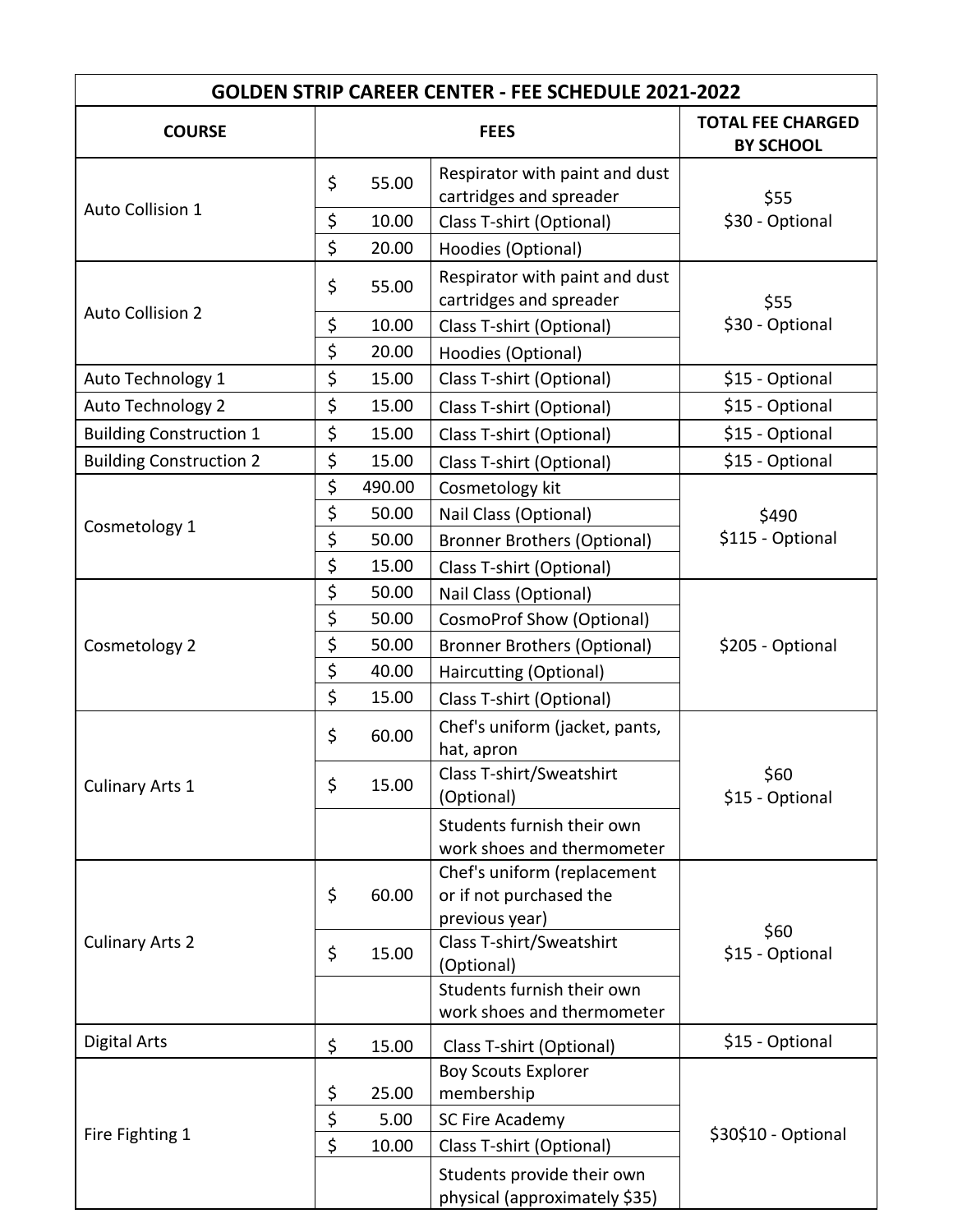| GOLDEN STRIP CAREER CENTER - FEE SCHEDULE 2021-2022 | | | |
|---|---|---|---|
| **COURSE** | **FEES** | | **TOTAL FEE CHARGED BY SCHOOL** |
| Auto Collision 1 | $ 55.00 | Respirator with paint and dust cartridges and spreader | $55<br>$30 - Optional |
| | $ 10.00 | Class T-shirt (Optional) | |
| | $ 20.00 | Hoodies (Optional) | |
| Auto Collision 2 | $ 55.00 | Respirator with paint and dust cartridges and spreader | $55<br>$30 - Optional |
| | $ 10.00 | Class T-shirt (Optional) | |
| | $ 20.00 | Hoodies (Optional) | |
| Auto Technology 1 | $ 15.00 | Class T-shirt (Optional) | $15 - Optional |
| Auto Technology 2 | $ 15.00 | Class T-shirt (Optional) | $15 - Optional |
| Building Construction 1 | $ 15.00 | Class T-shirt (Optional) | $15 - Optional |
| Building Construction 2 | $ 15.00 | Class T-shirt (Optional) | $15 - Optional |
| Cosmetology 1 | $ 490.00 | Cosmetology kit | $490<br>$115 - Optional |
| | $ 50.00 | Nail Class (Optional) | |
| | $ 50.00 | Bronner Brothers (Optional) | |
| | $ 15.00 | Class T-shirt (Optional) | |
| Cosmetology 2 | $ 50.00 | Nail Class (Optional) | $205 - Optional |
| | $ 50.00 | CosmoProf Show (Optional) | |
| | $ 50.00 | Bronner Brothers (Optional) | |
| | $ 40.00 | Haircutting (Optional) | |
| | $ 15.00 | Class T-shirt (Optional) | |
| Culinary Arts 1 | $ 60.00 | Chef's uniform (jacket, pants, hat, apron | $60<br>$15 - Optional |
| | $ 15.00 | Class T-shirt/Sweatshirt (Optional) | |
| | | Students furnish their own work shoes and thermometer | |
| Culinary Arts 2 | $ 60.00 | Chef's uniform (replacement or if not purchased the previous year) | $60<br>$15 - Optional |
| | $ 15.00 | Class T-shirt/Sweatshirt (Optional) | |
| | | Students furnish their own work shoes and thermometer | |
| Digital Arts | $ 15.00 | Class T-shirt (Optional) | $15 - Optional |
| Fire Fighting 1 | $ 25.00 | Boy Scouts Explorer membership | $30$10 - Optional |
| | $ 5.00 | SC Fire Academy | |
| | $ 10.00 | Class T-shirt (Optional) | |
| | | Students provide their own physical (approximately $35) | |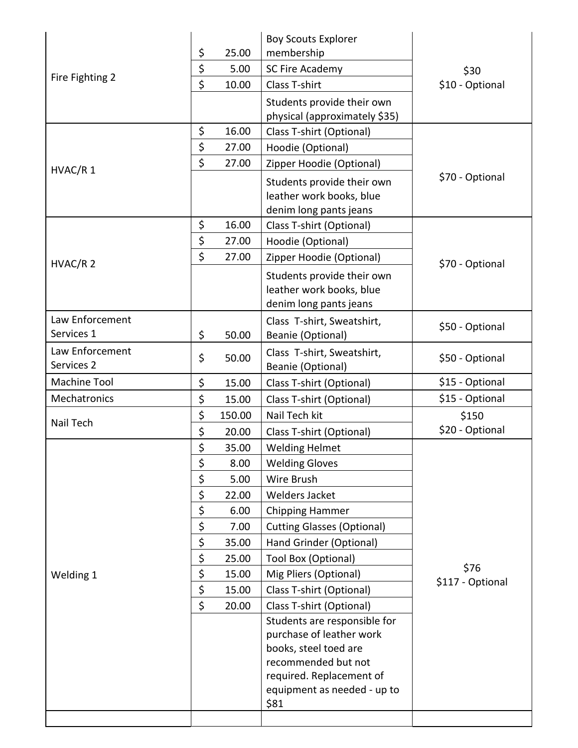| | | | |
|---|---|---|---|
| Fire Fighting 2 | $ 25.00 | Boy Scouts Explorer membership | $30<br>$10 - Optional |
| | $ 5.00 | SC Fire Academy | |
| | $ 10.00 | Class T-shirt | |
| | | Students provide their own physical (approximately $35) | |
| HVAC/R 1 | $ 16.00 | Class T-shirt (Optional) | $70 - Optional |
| | $ 27.00 | Hoodie (Optional) | |
| | $ 27.00 | Zipper Hoodie (Optional) | |
| | | Students provide their own leather work books, blue denim long pants jeans | |
| HVAC/R 2 | $ 16.00 | Class T-shirt (Optional) | $70 - Optional |
| | $ 27.00 | Hoodie (Optional) | |
| | $ 27.00 | Zipper Hoodie (Optional) | |
| | | Students provide their own leather work books, blue denim long pants jeans | |
| Law Enforcement Services 1 | $ 50.00 | Class T-shirt, Sweatshirt, Beanie (Optional) | $50 - Optional |
| Law Enforcement Services 2 | $ 50.00 | Class T-shirt, Sweatshirt, Beanie (Optional) | $50 - Optional |
| Machine Tool | $ 15.00 | Class T-shirt (Optional) | $15 - Optional |
| Mechatronics | $ 15.00 | Class T-shirt (Optional) | $15 - Optional |
| Nail Tech | $ 150.00 | Nail Tech kit | $150<br>$20 - Optional |
| | $ 20.00 | Class T-shirt (Optional) | |
| Welding 1 | $ 35.00 | Welding Helmet | $76<br>$117 - Optional |
| | $ 8.00 | Welding Gloves | |
| | $ 5.00 | Wire Brush | |
| | $ 22.00 | Welders Jacket | |
| | $ 6.00 | Chipping Hammer | |
| | $ 7.00 | Cutting Glasses (Optional) | |
| | $ 35.00 | Hand Grinder (Optional) | |
| | $ 25.00 | Tool Box (Optional) | |
| | $ 15.00 | Mig Pliers (Optional) | |
| | $ 15.00 | Class T-shirt (Optional) | |
| | $ 20.00 | Class T-shirt (Optional) | |
| | | Students are responsible for purchase of leather work books, steel toed are recommended but not required. Replacement of equipment as needed - up to $81 | |
| | | | |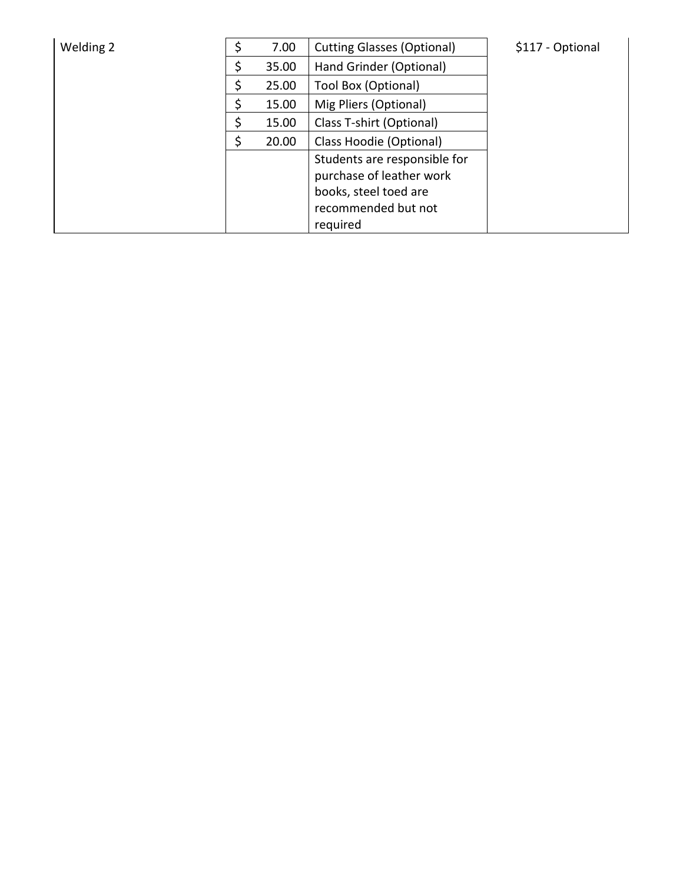| | | | |
|---|---|---|---|
| Welding 2 | $ 7.00 | Cutting Glasses (Optional) | $117 - Optional |
| | $ 35.00 | Hand Grinder (Optional) | |
| | $ 25.00 | Tool Box (Optional) | |
| | $ 15.00 | Mig Pliers (Optional) | |
| | $ 15.00 | Class T-shirt (Optional) | |
| | $ 20.00 | Class Hoodie (Optional) | |
| | | Students are responsible for purchase of leather work books, steel toed are recommended but not required | |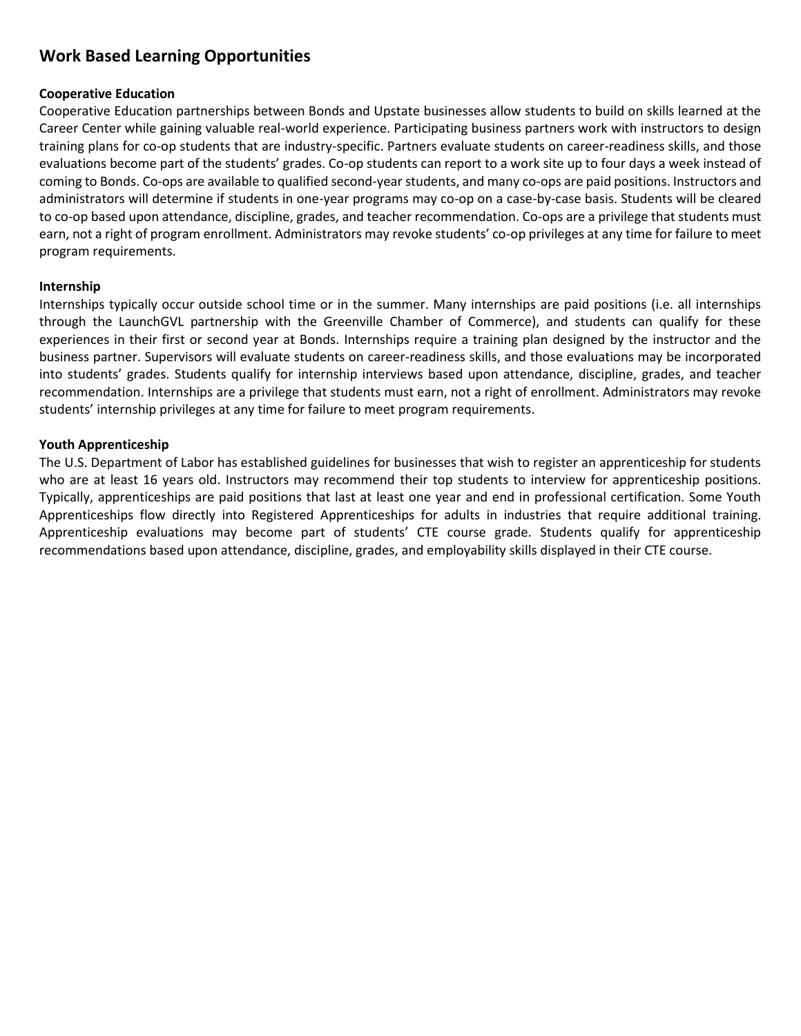# Work Based Learning Opportunities

### Cooperative Education

Cooperative Education partnerships between Bonds and Upstate businesses allow students to build on skills learned at the Career Center while gaining valuable real-world experience. Participating business partners work with instructors to design training plans for co-op students that are industry-specific. Partners evaluate students on career-readiness skills, and those evaluations become part of the students' grades. Co-op students can report to a work site up to four days a week instead of coming to Bonds. Co-ops are available to qualified second-year students, and many co-ops are paid positions. Instructors and administrators will determine if students in one-year programs may co-op on a case-by-case basis. Students will be cleared to co-op based upon attendance, discipline, grades, and teacher recommendation. Co-ops are a privilege that students must earn, not a right of program enrollment. Administrators may revoke students' co-op privileges at any time for failure to meet program requirements.

### Internship

Internships typically occur outside school time or in the summer. Many internships are paid positions (i.e. all internships through the LaunchGVL partnership with the Greenville Chamber of Commerce), and students can qualify for these experiences in their first or second year at Bonds. Internships require a training plan designed by the instructor and the business partner. Supervisors will evaluate students on career-readiness skills, and those evaluations may be incorporated into students' grades. Students qualify for internship interviews based upon attendance, discipline, grades, and teacher recommendation. Internships are a privilege that students must earn, not a right of enrollment. Administrators may revoke students' internship privileges at any time for failure to meet program requirements.

### Youth Apprenticeship

The U.S. Department of Labor has established guidelines for businesses that wish to register an apprenticeship for students who are at least 16 years old. Instructors may recommend their top students to interview for apprenticeship positions. Typically, apprenticeships are paid positions that last at least one year and end in professional certification. Some Youth Apprenticeships flow directly into Registered Apprenticeships for adults in industries that require additional training. Apprenticeship evaluations may become part of students' CTE course grade. Students qualify for apprenticeship recommendations based upon attendance, discipline, grades, and employability skills displayed in their CTE course.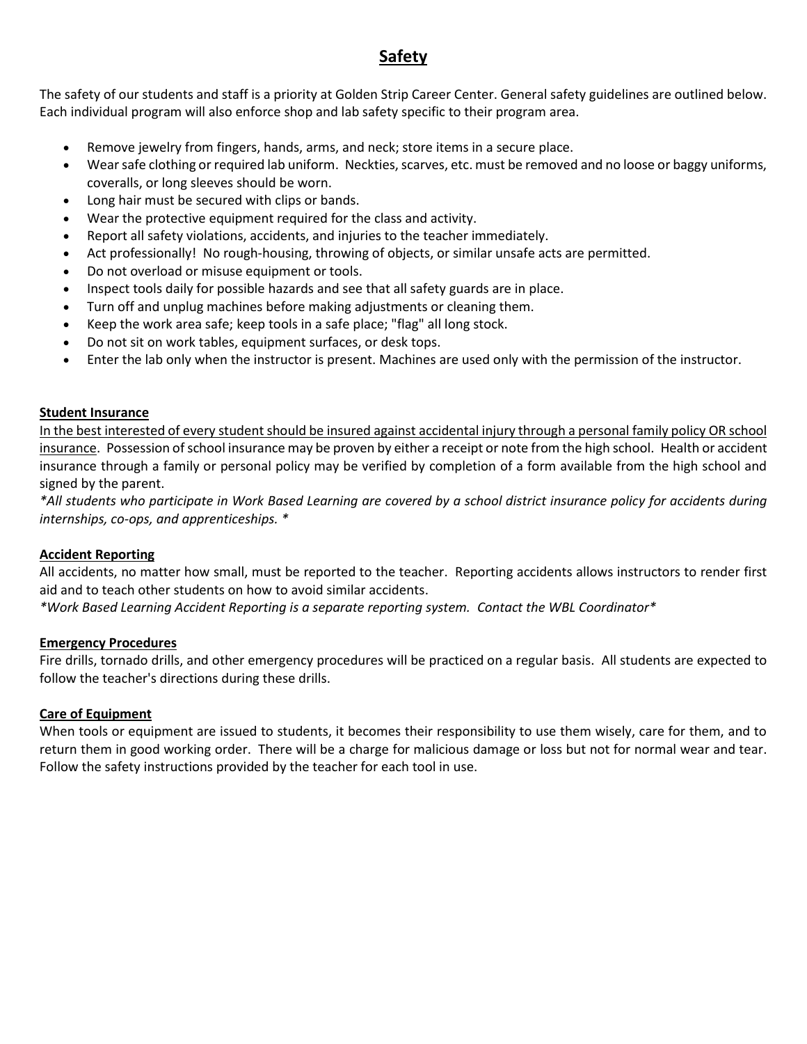# **Safety**

The safety of our students and staff is a priority at Golden Strip Career Center. General safety guidelines are outlined below. Each individual program will also enforce shop and lab safety specific to their program area.

- Remove jewelry from fingers, hands, arms, and neck; store items in a secure place.
- Wear safe clothing or required lab uniform. Neckties, scarves, etc. must be removed and no loose or baggy uniforms, coveralls, or long sleeves should be worn.
- Long hair must be secured with clips or bands.
- Wear the protective equipment required for the class and activity.
- Report all safety violations, accidents, and injuries to the teacher immediately.
- Act professionally! No rough-housing, throwing of objects, or similar unsafe acts are permitted.
- Do not overload or misuse equipment or tools.
- Inspect tools daily for possible hazards and see that all safety guards are in place.
- Turn off and unplug machines before making adjustments or cleaning them.
- Keep the work area safe; keep tools in a safe place; "flag" all long stock.
- Do not sit on work tables, equipment surfaces, or desk tops.
- Enter the lab only when the instructor is present. Machines are used only with the permission of the instructor.

**Student Insurance**

In the best interested of every student should be insured against accidental injury through a personal family policy OR school insurance. Possession of school insurance may be proven by either a receipt or note from the high school. Health or accident insurance through a family or personal policy may be verified by completion of a form available from the high school and signed by the parent.

*\*All students who participate in Work Based Learning are covered by a school district insurance policy for accidents during internships, co-ops, and apprenticeships. \**

**Accident Reporting**

All accidents, no matter how small, must be reported to the teacher. Reporting accidents allows instructors to render first aid and to teach other students on how to avoid similar accidents.

*\*Work Based Learning Accident Reporting is a separate reporting system. Contact the WBL Coordinator\**

**Emergency Procedures**

Fire drills, tornado drills, and other emergency procedures will be practiced on a regular basis. All students are expected to follow the teacher's directions during these drills.

**Care of Equipment**

When tools or equipment are issued to students, it becomes their responsibility to use them wisely, care for them, and to return them in good working order. There will be a charge for malicious damage or loss but not for normal wear and tear. Follow the safety instructions provided by the teacher for each tool in use.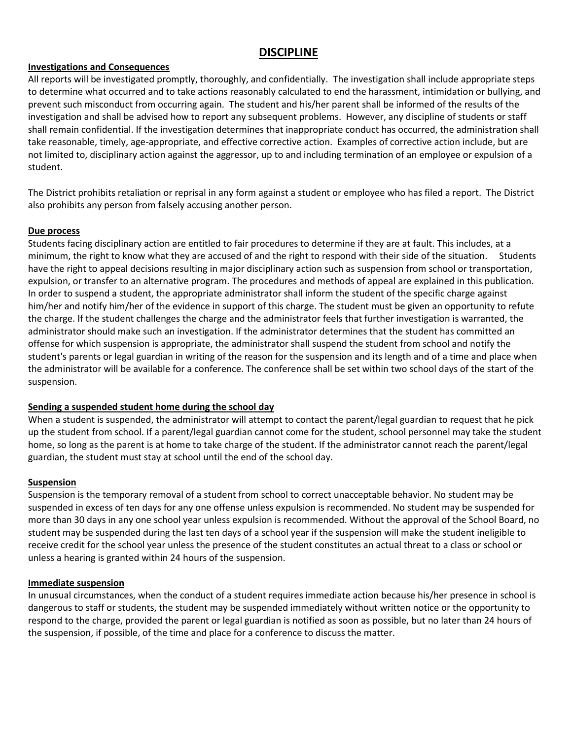## DISCIPLINE

**Investigations and Consequences**

All reports will be investigated promptly, thoroughly, and confidentially. The investigation shall include appropriate steps to determine what occurred and to take actions reasonably calculated to end the harassment, intimidation or bullying, and prevent such misconduct from occurring again. The student and his/her parent shall be informed of the results of the investigation and shall be advised how to report any subsequent problems. However, any discipline of students or staff shall remain confidential. If the investigation determines that inappropriate conduct has occurred, the administration shall take reasonable, timely, age-appropriate, and effective corrective action. Examples of corrective action include, but are not limited to, disciplinary action against the aggressor, up to and including termination of an employee or expulsion of a student.

The District prohibits retaliation or reprisal in any form against a student or employee who has filed a report. The District also prohibits any person from falsely accusing another person.

**Due process**

Students facing disciplinary action are entitled to fair procedures to determine if they are at fault. This includes, at a minimum, the right to know what they are accused of and the right to respond with their side of the situation. Students have the right to appeal decisions resulting in major disciplinary action such as suspension from school or transportation, expulsion, or transfer to an alternative program. The procedures and methods of appeal are explained in this publication. In order to suspend a student, the appropriate administrator shall inform the student of the specific charge against him/her and notify him/her of the evidence in support of this charge. The student must be given an opportunity to refute the charge. If the student challenges the charge and the administrator feels that further investigation is warranted, the administrator should make such an investigation. If the administrator determines that the student has committed an offense for which suspension is appropriate, the administrator shall suspend the student from school and notify the student's parents or legal guardian in writing of the reason for the suspension and its length and of a time and place when the administrator will be available for a conference. The conference shall be set within two school days of the start of the suspension.

**Sending a suspended student home during the school day**

When a student is suspended, the administrator will attempt to contact the parent/legal guardian to request that he pick up the student from school. If a parent/legal guardian cannot come for the student, school personnel may take the student home, so long as the parent is at home to take charge of the student. If the administrator cannot reach the parent/legal guardian, the student must stay at school until the end of the school day.

**Suspension**

Suspension is the temporary removal of a student from school to correct unacceptable behavior. No student may be suspended in excess of ten days for any one offense unless expulsion is recommended. No student may be suspended for more than 30 days in any one school year unless expulsion is recommended. Without the approval of the School Board, no student may be suspended during the last ten days of a school year if the suspension will make the student ineligible to receive credit for the school year unless the presence of the student constitutes an actual threat to a class or school or unless a hearing is granted within 24 hours of the suspension.

**Immediate suspension**

In unusual circumstances, when the conduct of a student requires immediate action because his/her presence in school is dangerous to staff or students, the student may be suspended immediately without written notice or the opportunity to respond to the charge, provided the parent or legal guardian is notified as soon as possible, but no later than 24 hours of the suspension, if possible, of the time and place for a conference to discuss the matter.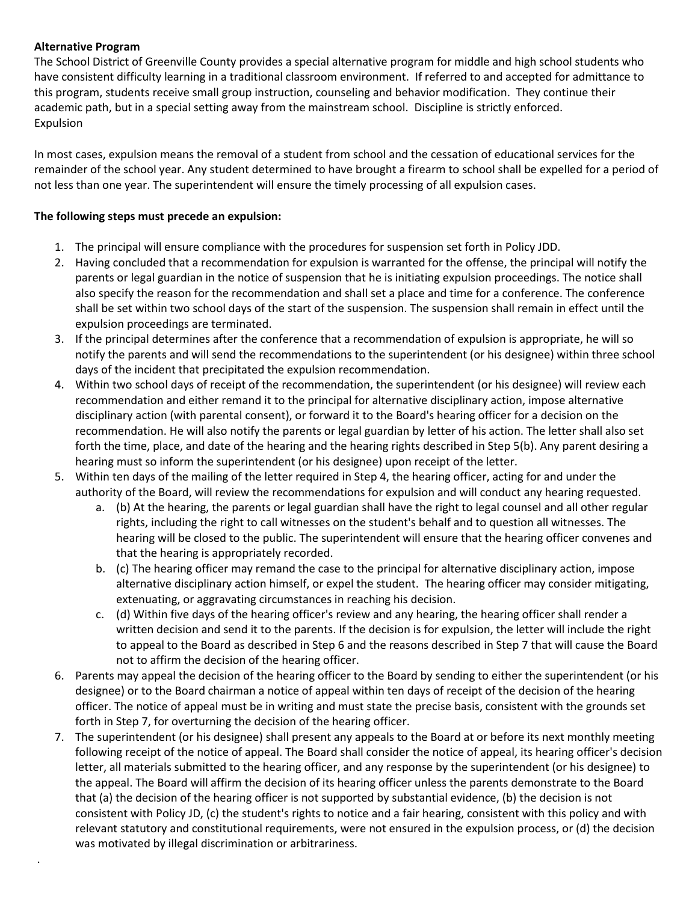**Alternative Program**

The School District of Greenville County provides a special alternative program for middle and high school students who have consistent difficulty learning in a traditional classroom environment. If referred to and accepted for admittance to this program, students receive small group instruction, counseling and behavior modification. They continue their academic path, but in a special setting away from the mainstream school. Discipline is strictly enforced.

Expulsion

In most cases, expulsion means the removal of a student from school and the cessation of educational services for the remainder of the school year. Any student determined to have brought a firearm to school shall be expelled for a period of not less than one year. The superintendent will ensure the timely processing of all expulsion cases.

**The following steps must precede an expulsion:**

1. The principal will ensure compliance with the procedures for suspension set forth in Policy JDD.
2. Having concluded that a recommendation for expulsion is warranted for the offense, the principal will notify the parents or legal guardian in the notice of suspension that he is initiating expulsion proceedings. The notice shall also specify the reason for the recommendation and shall set a place and time for a conference. The conference shall be set within two school days of the start of the suspension. The suspension shall remain in effect until the expulsion proceedings are terminated.
3. If the principal determines after the conference that a recommendation of expulsion is appropriate, he will so notify the parents and will send the recommendations to the superintendent (or his designee) within three school days of the incident that precipitated the expulsion recommendation.
4. Within two school days of receipt of the recommendation, the superintendent (or his designee) will review each recommendation and either remand it to the principal for alternative disciplinary action, impose alternative disciplinary action (with parental consent), or forward it to the Board's hearing officer for a decision on the recommendation. He will also notify the parents or legal guardian by letter of his action. The letter shall also set forth the time, place, and date of the hearing and the hearing rights described in Step 5(b). Any parent desiring a hearing must so inform the superintendent (or his designee) upon receipt of the letter.
5. Within ten days of the mailing of the letter required in Step 4, the hearing officer, acting for and under the authority of the Board, will review the recommendations for expulsion and will conduct any hearing requested.
   a. (b) At the hearing, the parents or legal guardian shall have the right to legal counsel and all other regular rights, including the right to call witnesses on the student's behalf and to question all witnesses. The hearing will be closed to the public. The superintendent will ensure that the hearing officer convenes and that the hearing is appropriately recorded.
   b. (c) The hearing officer may remand the case to the principal for alternative disciplinary action, impose alternative disciplinary action himself, or expel the student. The hearing officer may consider mitigating, extenuating, or aggravating circumstances in reaching his decision.
   c. (d) Within five days of the hearing officer's review and any hearing, the hearing officer shall render a written decision and send it to the parents. If the decision is for expulsion, the letter will include the right to appeal to the Board as described in Step 6 and the reasons described in Step 7 that will cause the Board not to affirm the decision of the hearing officer.
6. Parents may appeal the decision of the hearing officer to the Board by sending to either the superintendent (or his designee) or to the Board chairman a notice of appeal within ten days of receipt of the decision of the hearing officer. The notice of appeal must be in writing and must state the precise basis, consistent with the grounds set forth in Step 7, for overturning the decision of the hearing officer.
7. The superintendent (or his designee) shall present any appeals to the Board at or before its next monthly meeting following receipt of the notice of appeal. The Board shall consider the notice of appeal, its hearing officer's decision letter, all materials submitted to the hearing officer, and any response by the superintendent (or his designee) to the appeal. The Board will affirm the decision of its hearing officer unless the parents demonstrate to the Board that (a) the decision of the hearing officer is not supported by substantial evidence, (b) the decision is not consistent with Policy JD, (c) the student's rights to notice and a fair hearing, consistent with this policy and with relevant statutory and constitutional requirements, were not ensured in the expulsion process, or (d) the decision was motivated by illegal discrimination or arbitrariness.

.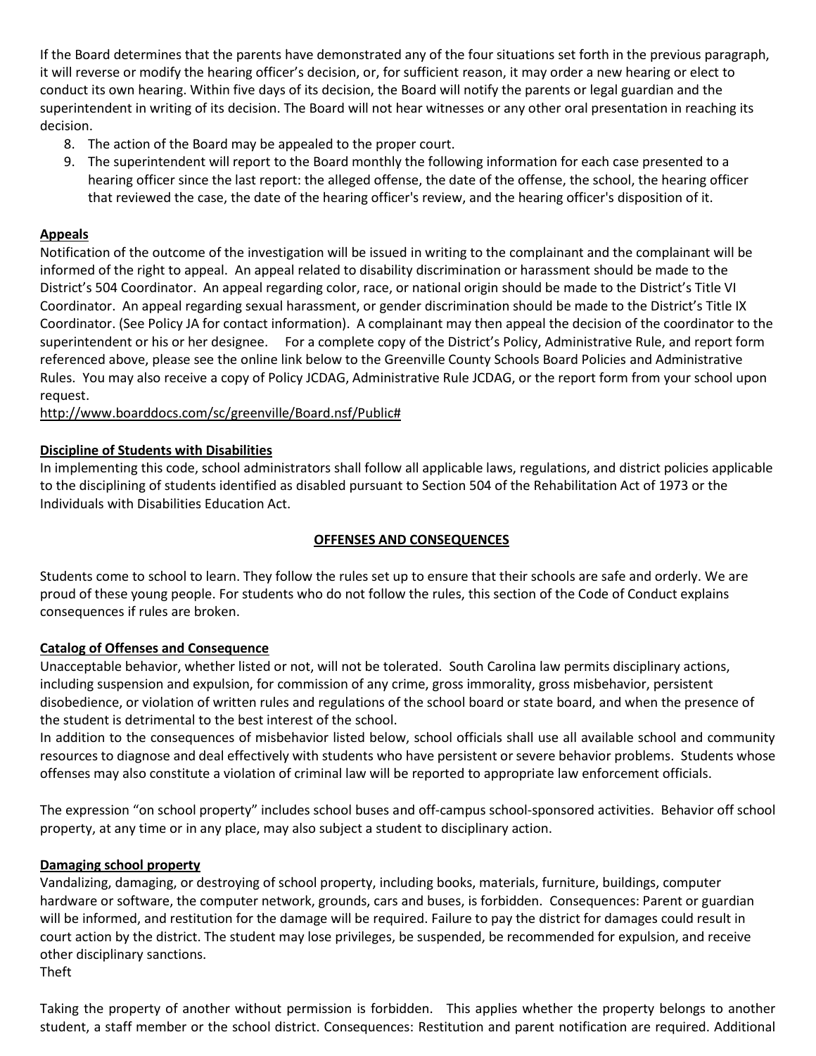If the Board determines that the parents have demonstrated any of the four situations set forth in the previous paragraph, it will reverse or modify the hearing officer's decision, or, for sufficient reason, it may order a new hearing or elect to conduct its own hearing. Within five days of its decision, the Board will notify the parents or legal guardian and the superintendent in writing of its decision. The Board will not hear witnesses or any other oral presentation in reaching its decision.

8. The action of the Board may be appealed to the proper court.
9. The superintendent will report to the Board monthly the following information for each case presented to a hearing officer since the last report: the alleged offense, the date of the offense, the school, the hearing officer that reviewed the case, the date of the hearing officer's review, and the hearing officer's disposition of it.

**Appeals**

Notification of the outcome of the investigation will be issued in writing to the complainant and the complainant will be informed of the right to appeal. An appeal related to disability discrimination or harassment should be made to the District's 504 Coordinator. An appeal regarding color, race, or national origin should be made to the District's Title VI Coordinator. An appeal regarding sexual harassment, or gender discrimination should be made to the District's Title IX Coordinator. (See Policy JA for contact information). A complainant may then appeal the decision of the coordinator to the superintendent or his or her designee. For a complete copy of the District's Policy, Administrative Rule, and report form referenced above, please see the online link below to the Greenville County Schools Board Policies and Administrative Rules. You may also receive a copy of Policy JCDAG, Administrative Rule JCDAG, or the report form from your school upon request.

http://www.boarddocs.com/sc/greenville/Board.nsf/Public#

**Discipline of Students with Disabilities**

In implementing this code, school administrators shall follow all applicable laws, regulations, and district policies applicable to the disciplining of students identified as disabled pursuant to Section 504 of the Rehabilitation Act of 1973 or the Individuals with Disabilities Education Act.

## OFFENSES AND CONSEQUENCES

Students come to school to learn. They follow the rules set up to ensure that their schools are safe and orderly. We are proud of these young people. For students who do not follow the rules, this section of the Code of Conduct explains consequences if rules are broken.

**Catalog of Offenses and Consequence**

Unacceptable behavior, whether listed or not, will not be tolerated. South Carolina law permits disciplinary actions, including suspension and expulsion, for commission of any crime, gross immorality, gross misbehavior, persistent disobedience, or violation of written rules and regulations of the school board or state board, and when the presence of the student is detrimental to the best interest of the school.

In addition to the consequences of misbehavior listed below, school officials shall use all available school and community resources to diagnose and deal effectively with students who have persistent or severe behavior problems. Students whose offenses may also constitute a violation of criminal law will be reported to appropriate law enforcement officials.

The expression "on school property" includes school buses and off-campus school-sponsored activities. Behavior off school property, at any time or in any place, may also subject a student to disciplinary action.

**Damaging school property**

Vandalizing, damaging, or destroying of school property, including books, materials, furniture, buildings, computer hardware or software, the computer network, grounds, cars and buses, is forbidden. Consequences: Parent or guardian will be informed, and restitution for the damage will be required. Failure to pay the district for damages could result in court action by the district. The student may lose privileges, be suspended, be recommended for expulsion, and receive other disciplinary sanctions.

Theft

Taking the property of another without permission is forbidden. This applies whether the property belongs to another student, a staff member or the school district. Consequences: Restitution and parent notification are required. Additional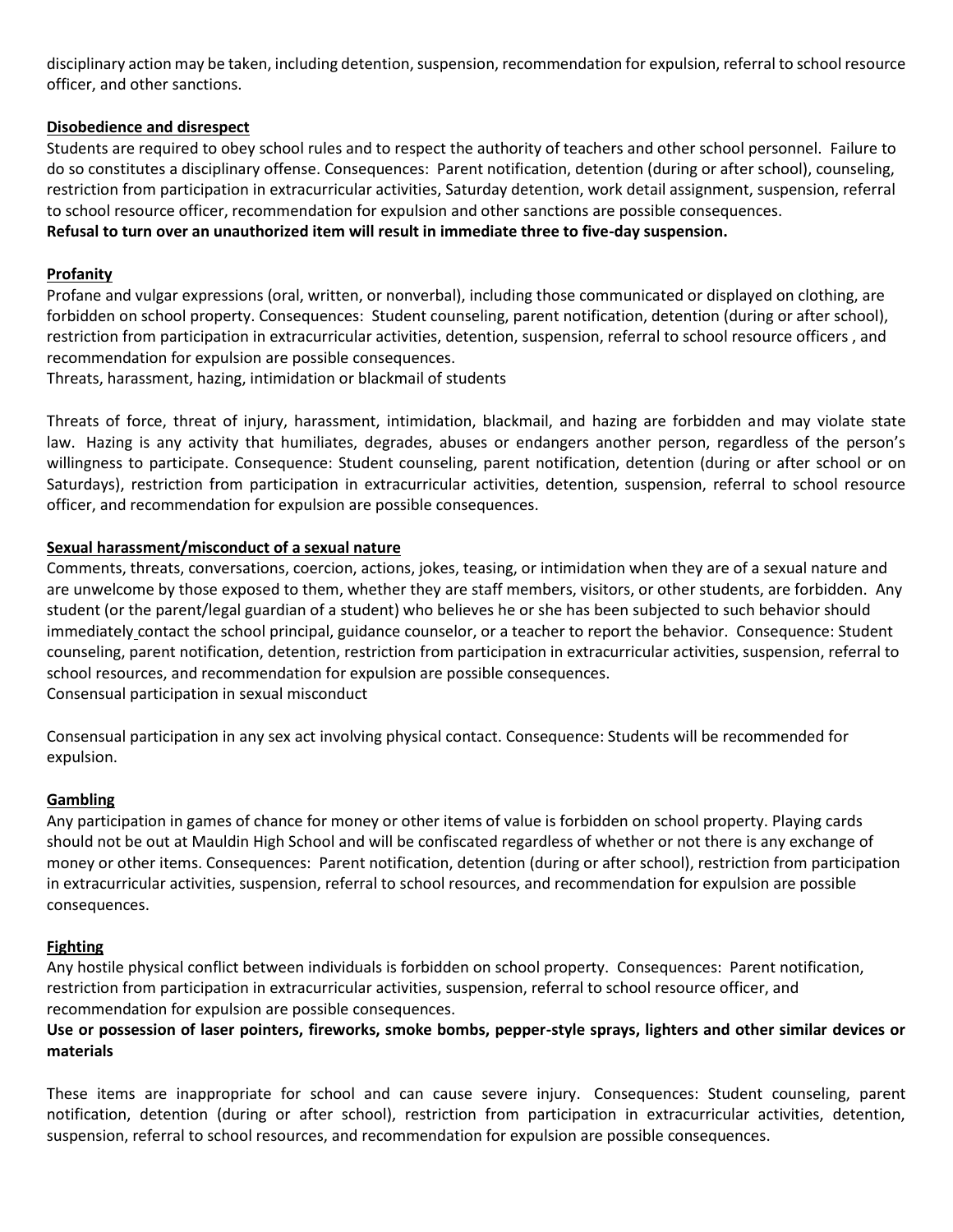disciplinary action may be taken, including detention, suspension, recommendation for expulsion, referral to school resource officer, and other sanctions.

**Disobedience and disrespect**

Students are required to obey school rules and to respect the authority of teachers and other school personnel. Failure to do so constitutes a disciplinary offense. Consequences: Parent notification, detention (during or after school), counseling, restriction from participation in extracurricular activities, Saturday detention, work detail assignment, suspension, referral to school resource officer, recommendation for expulsion and other sanctions are possible consequences.

**Refusal to turn over an unauthorized item will result in immediate three to five-day suspension.**

**Profanity**

Profane and vulgar expressions (oral, written, or nonverbal), including those communicated or displayed on clothing, are forbidden on school property. Consequences: Student counseling, parent notification, detention (during or after school), restriction from participation in extracurricular activities, detention, suspension, referral to school resource officers , and recommendation for expulsion are possible consequences.

Threats, harassment, hazing, intimidation or blackmail of students

Threats of force, threat of injury, harassment, intimidation, blackmail, and hazing are forbidden and may violate state law. Hazing is any activity that humiliates, degrades, abuses or endangers another person, regardless of the person's willingness to participate. Consequence: Student counseling, parent notification, detention (during or after school or on Saturdays), restriction from participation in extracurricular activities, detention, suspension, referral to school resource officer, and recommendation for expulsion are possible consequences.

**Sexual harassment/misconduct of a sexual nature**

Comments, threats, conversations, coercion, actions, jokes, teasing, or intimidation when they are of a sexual nature and are unwelcome by those exposed to them, whether they are staff members, visitors, or other students, are forbidden. Any student (or the parent/legal guardian of a student) who believes he or she has been subjected to such behavior should immediately contact the school principal, guidance counselor, or a teacher to report the behavior. Consequence: Student counseling, parent notification, detention, restriction from participation in extracurricular activities, suspension, referral to school resources, and recommendation for expulsion are possible consequences.

Consensual participation in sexual misconduct

Consensual participation in any sex act involving physical contact. Consequence: Students will be recommended for expulsion.

**Gambling**

Any participation in games of chance for money or other items of value is forbidden on school property. Playing cards should not be out at Mauldin High School and will be confiscated regardless of whether or not there is any exchange of money or other items. Consequences: Parent notification, detention (during or after school), restriction from participation in extracurricular activities, suspension, referral to school resources, and recommendation for expulsion are possible consequences.

**Fighting**

Any hostile physical conflict between individuals is forbidden on school property. Consequences: Parent notification, restriction from participation in extracurricular activities, suspension, referral to school resource officer, and recommendation for expulsion are possible consequences.

**Use or possession of laser pointers, fireworks, smoke bombs, pepper-style sprays, lighters and other similar devices or materials**

These items are inappropriate for school and can cause severe injury. Consequences: Student counseling, parent notification, detention (during or after school), restriction from participation in extracurricular activities, detention, suspension, referral to school resources, and recommendation for expulsion are possible consequences.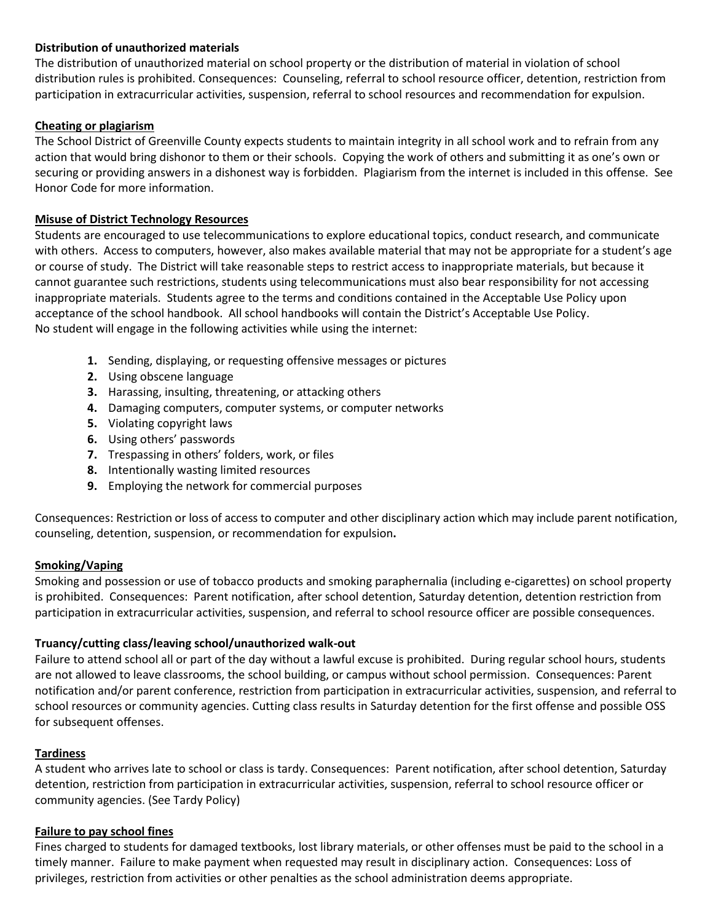**Distribution of unauthorized materials**

The distribution of unauthorized material on school property or the distribution of material in violation of school distribution rules is prohibited. Consequences: Counseling, referral to school resource officer, detention, restriction from participation in extracurricular activities, suspension, referral to school resources and recommendation for expulsion.

**Cheating or plagiarism**

The School District of Greenville County expects students to maintain integrity in all school work and to refrain from any action that would bring dishonor to them or their schools. Copying the work of others and submitting it as one's own or securing or providing answers in a dishonest way is forbidden. Plagiarism from the internet is included in this offense. See Honor Code for more information.

**Misuse of District Technology Resources**

Students are encouraged to use telecommunications to explore educational topics, conduct research, and communicate with others. Access to computers, however, also makes available material that may not be appropriate for a student's age or course of study. The District will take reasonable steps to restrict access to inappropriate materials, but because it cannot guarantee such restrictions, students using telecommunications must also bear responsibility for not accessing inappropriate materials. Students agree to the terms and conditions contained in the Acceptable Use Policy upon acceptance of the school handbook. All school handbooks will contain the District's Acceptable Use Policy.
No student will engage in the following activities while using the internet:

1. Sending, displaying, or requesting offensive messages or pictures
2. Using obscene language
3. Harassing, insulting, threatening, or attacking others
4. Damaging computers, computer systems, or computer networks
5. Violating copyright laws
6. Using others' passwords
7. Trespassing in others' folders, work, or files
8. Intentionally wasting limited resources
9. Employing the network for commercial purposes

Consequences: Restriction or loss of access to computer and other disciplinary action which may include parent notification, counseling, detention, suspension, or recommendation for expulsion.

**Smoking/Vaping**

Smoking and possession or use of tobacco products and smoking paraphernalia (including e-cigarettes) on school property is prohibited. Consequences: Parent notification, after school detention, Saturday detention, detention restriction from participation in extracurricular activities, suspension, and referral to school resource officer are possible consequences.

**Truancy/cutting class/leaving school/unauthorized walk-out**

Failure to attend school all or part of the day without a lawful excuse is prohibited. During regular school hours, students are not allowed to leave classrooms, the school building, or campus without school permission. Consequences: Parent notification and/or parent conference, restriction from participation in extracurricular activities, suspension, and referral to school resources or community agencies. Cutting class results in Saturday detention for the first offense and possible OSS for subsequent offenses.

**Tardiness**

A student who arrives late to school or class is tardy. Consequences: Parent notification, after school detention, Saturday detention, restriction from participation in extracurricular activities, suspension, referral to school resource officer or community agencies. (See Tardy Policy)

**Failure to pay school fines**

Fines charged to students for damaged textbooks, lost library materials, or other offenses must be paid to the school in a timely manner. Failure to make payment when requested may result in disciplinary action. Consequences: Loss of privileges, restriction from activities or other penalties as the school administration deems appropriate.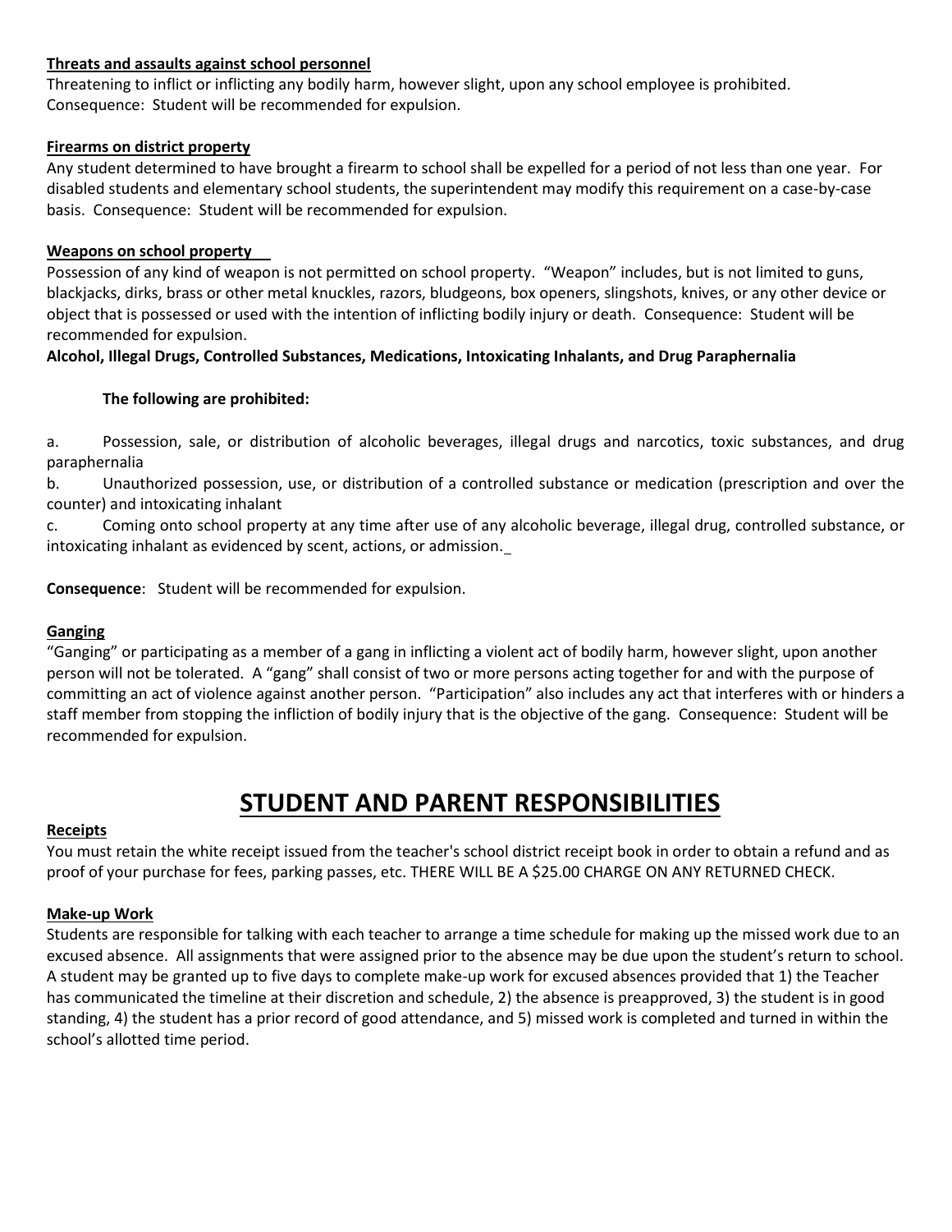**Threats and assaults against school personnel**

Threatening to inflict or inflicting any bodily harm, however slight, upon any school employee is prohibited. Consequence: Student will be recommended for expulsion.

**Firearms on district property**

Any student determined to have brought a firearm to school shall be expelled for a period of not less than one year. For disabled students and elementary school students, the superintendent may modify this requirement on a case-by-case basis. Consequence: Student will be recommended for expulsion.

**Weapons on school property**

Possession of any kind of weapon is not permitted on school property. "Weapon" includes, but is not limited to guns, blackjacks, dirks, brass or other metal knuckles, razors, bludgeons, box openers, slingshots, knives, or any other device or object that is possessed or used with the intention of inflicting bodily injury or death. Consequence: Student will be recommended for expulsion.

**Alcohol, Illegal Drugs, Controlled Substances, Medications, Intoxicating Inhalants, and Drug Paraphernalia**

**The following are prohibited:**

a. Possession, sale, or distribution of alcoholic beverages, illegal drugs and narcotics, toxic substances, and drug paraphernalia

b. Unauthorized possession, use, or distribution of a controlled substance or medication (prescription and over the counter) and intoxicating inhalant

c. Coming onto school property at any time after use of any alcoholic beverage, illegal drug, controlled substance, or intoxicating inhalant as evidenced by scent, actions, or admission.

**Consequence**: Student will be recommended for expulsion.

**Ganging**

"Ganging" or participating as a member of a gang in inflicting a violent act of bodily harm, however slight, upon another person will not be tolerated. A "gang" shall consist of two or more persons acting together for and with the purpose of committing an act of violence against another person. "Participation" also includes any act that interferes with or hinders a staff member from stopping the infliction of bodily injury that is the objective of the gang. Consequence: Student will be recommended for expulsion.

# STUDENT AND PARENT RESPONSIBILITIES

**Receipts**

You must retain the white receipt issued from the teacher's school district receipt book in order to obtain a refund and as proof of your purchase for fees, parking passes, etc. THERE WILL BE A $25.00 CHARGE ON ANY RETURNED CHECK.

**Make-up Work**

Students are responsible for talking with each teacher to arrange a time schedule for making up the missed work due to an excused absence. All assignments that were assigned prior to the absence may be due upon the student's return to school. A student may be granted up to five days to complete make-up work for excused absences provided that 1) the Teacher has communicated the timeline at their discretion and schedule, 2) the absence is preapproved, 3) the student is in good standing, 4) the student has a prior record of good attendance, and 5) missed work is completed and turned in within the school's allotted time period.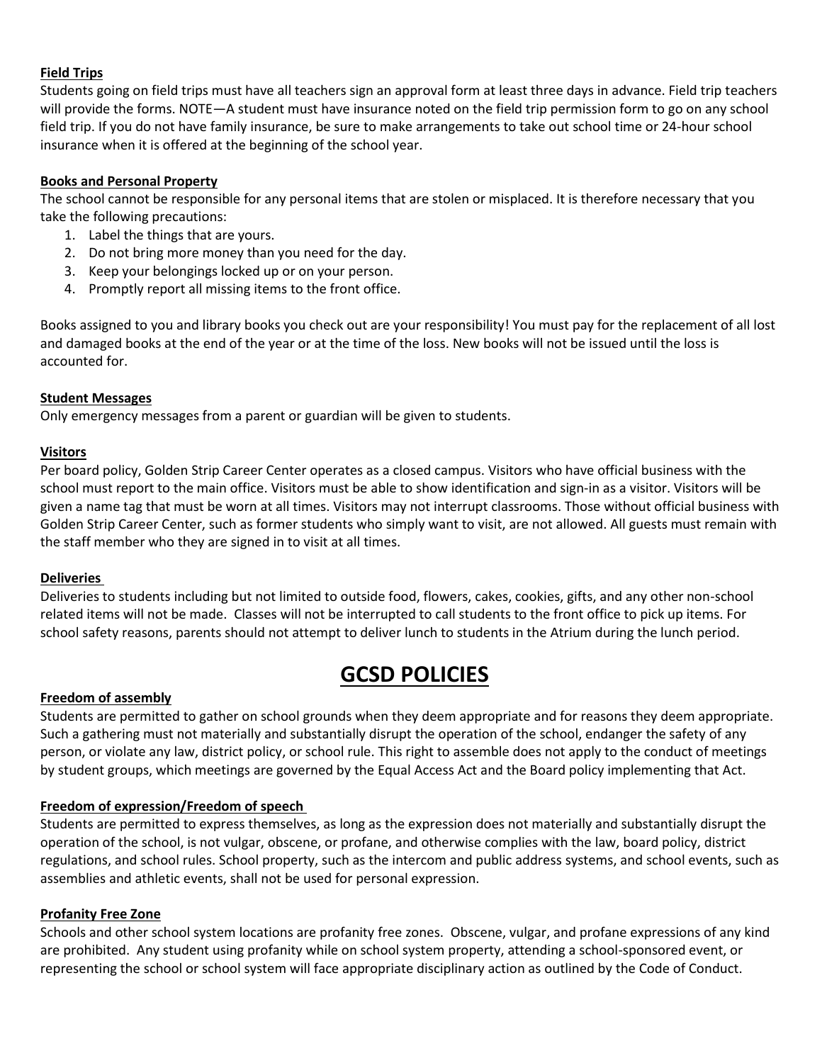**Field Trips**

Students going on field trips must have all teachers sign an approval form at least three days in advance. Field trip teachers will provide the forms. NOTE—A student must have insurance noted on the field trip permission form to go on any school field trip. If you do not have family insurance, be sure to make arrangements to take out school time or 24-hour school insurance when it is offered at the beginning of the school year.

**Books and Personal Property**

The school cannot be responsible for any personal items that are stolen or misplaced. It is therefore necessary that you take the following precautions:

1. Label the things that are yours.
2. Do not bring more money than you need for the day.
3. Keep your belongings locked up or on your person.
4. Promptly report all missing items to the front office.

Books assigned to you and library books you check out are your responsibility! You must pay for the replacement of all lost and damaged books at the end of the year or at the time of the loss. New books will not be issued until the loss is accounted for.

**Student Messages**

Only emergency messages from a parent or guardian will be given to students.

**Visitors**

Per board policy, Golden Strip Career Center operates as a closed campus. Visitors who have official business with the school must report to the main office. Visitors must be able to show identification and sign-in as a visitor. Visitors will be given a name tag that must be worn at all times. Visitors may not interrupt classrooms. Those without official business with Golden Strip Career Center, such as former students who simply want to visit, are not allowed. All guests must remain with the staff member who they are signed in to visit at all times.

**Deliveries**

Deliveries to students including but not limited to outside food, flowers, cakes, cookies, gifts, and any other non-school related items will not be made. Classes will not be interrupted to call students to the front office to pick up items. For school safety reasons, parents should not attempt to deliver lunch to students in the Atrium during the lunch period.

# GCSD POLICIES

**Freedom of assembly**

Students are permitted to gather on school grounds when they deem appropriate and for reasons they deem appropriate. Such a gathering must not materially and substantially disrupt the operation of the school, endanger the safety of any person, or violate any law, district policy, or school rule. This right to assemble does not apply to the conduct of meetings by student groups, which meetings are governed by the Equal Access Act and the Board policy implementing that Act.

**Freedom of expression/Freedom of speech**

Students are permitted to express themselves, as long as the expression does not materially and substantially disrupt the operation of the school, is not vulgar, obscene, or profane, and otherwise complies with the law, board policy, district regulations, and school rules. School property, such as the intercom and public address systems, and school events, such as assemblies and athletic events, shall not be used for personal expression.

**Profanity Free Zone**

Schools and other school system locations are profanity free zones. Obscene, vulgar, and profane expressions of any kind are prohibited. Any student using profanity while on school system property, attending a school-sponsored event, or representing the school or school system will face appropriate disciplinary action as outlined by the Code of Conduct.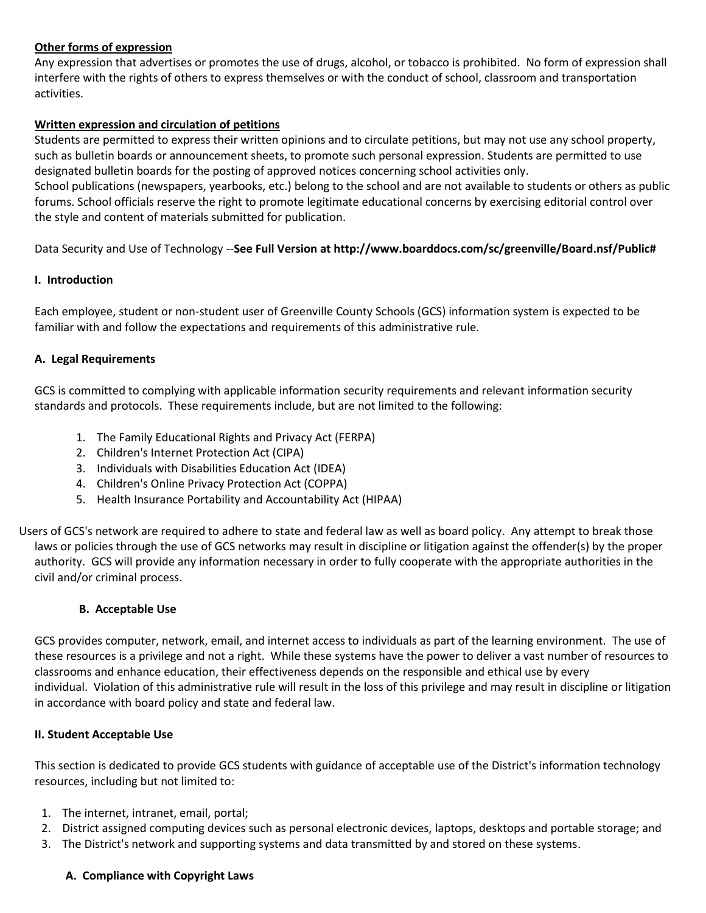**Other forms of expression**

Any expression that advertises or promotes the use of drugs, alcohol, or tobacco is prohibited. No form of expression shall interfere with the rights of others to express themselves or with the conduct of school, classroom and transportation activities.

**Written expression and circulation of petitions**

Students are permitted to express their written opinions and to circulate petitions, but may not use any school property, such as bulletin boards or announcement sheets, to promote such personal expression. Students are permitted to use designated bulletin boards for the posting of approved notices concerning school activities only.
School publications (newspapers, yearbooks, etc.) belong to the school and are not available to students or others as public forums. School officials reserve the right to promote legitimate educational concerns by exercising editorial control over the style and content of materials submitted for publication.

Data Security and Use of Technology --**See Full Version at http://www.boarddocs.com/sc/greenville/Board.nsf/Public#**

**I. Introduction**

Each employee, student or non-student user of Greenville County Schools (GCS) information system is expected to be familiar with and follow the expectations and requirements of this administrative rule.

**A. Legal Requirements**

GCS is committed to complying with applicable information security requirements and relevant information security standards and protocols. These requirements include, but are not limited to the following:

1. The Family Educational Rights and Privacy Act (FERPA)
2. Children's Internet Protection Act (CIPA)
3. Individuals with Disabilities Education Act (IDEA)
4. Children's Online Privacy Protection Act (COPPA)
5. Health Insurance Portability and Accountability Act (HIPAA)

Users of GCS's network are required to adhere to state and federal law as well as board policy. Any attempt to break those laws or policies through the use of GCS networks may result in discipline or litigation against the offender(s) by the proper authority. GCS will provide any information necessary in order to fully cooperate with the appropriate authorities in the civil and/or criminal process.

**B. Acceptable Use**

GCS provides computer, network, email, and internet access to individuals as part of the learning environment. The use of these resources is a privilege and not a right. While these systems have the power to deliver a vast number of resources to classrooms and enhance education, their effectiveness depends on the responsible and ethical use by every individual. Violation of this administrative rule will result in the loss of this privilege and may result in discipline or litigation in accordance with board policy and state and federal law.

**II. Student Acceptable Use**

This section is dedicated to provide GCS students with guidance of acceptable use of the District's information technology resources, including but not limited to:

1. The internet, intranet, email, portal;
2. District assigned computing devices such as personal electronic devices, laptops, desktops and portable storage; and
3. The District's network and supporting systems and data transmitted by and stored on these systems.

**A. Compliance with Copyright Laws**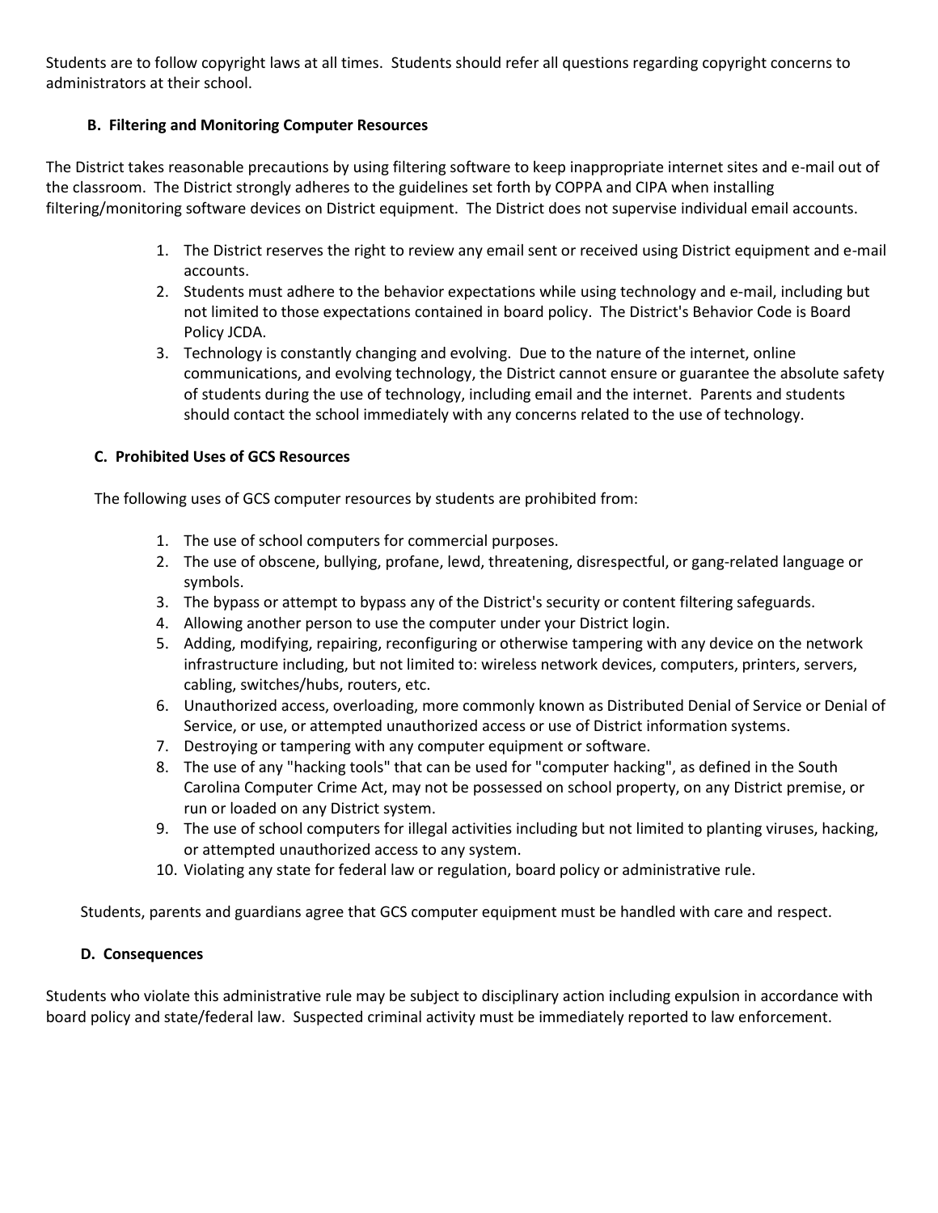Students are to follow copyright laws at all times. Students should refer all questions regarding copyright concerns to administrators at their school.

### B. Filtering and Monitoring Computer Resources

The District takes reasonable precautions by using filtering software to keep inappropriate internet sites and e-mail out of the classroom. The District strongly adheres to the guidelines set forth by COPPA and CIPA when installing filtering/monitoring software devices on District equipment. The District does not supervise individual email accounts.

1. The District reserves the right to review any email sent or received using District equipment and e-mail accounts.
2. Students must adhere to the behavior expectations while using technology and e-mail, including but not limited to those expectations contained in board policy. The District's Behavior Code is Board Policy JCDA.
3. Technology is constantly changing and evolving. Due to the nature of the internet, online communications, and evolving technology, the District cannot ensure or guarantee the absolute safety of students during the use of technology, including email and the internet. Parents and students should contact the school immediately with any concerns related to the use of technology.

### C. Prohibited Uses of GCS Resources

The following uses of GCS computer resources by students are prohibited from:

1. The use of school computers for commercial purposes.
2. The use of obscene, bullying, profane, lewd, threatening, disrespectful, or gang-related language or symbols.
3. The bypass or attempt to bypass any of the District's security or content filtering safeguards.
4. Allowing another person to use the computer under your District login.
5. Adding, modifying, repairing, reconfiguring or otherwise tampering with any device on the network infrastructure including, but not limited to: wireless network devices, computers, printers, servers, cabling, switches/hubs, routers, etc.
6. Unauthorized access, overloading, more commonly known as Distributed Denial of Service or Denial of Service, or use, or attempted unauthorized access or use of District information systems.
7. Destroying or tampering with any computer equipment or software.
8. The use of any "hacking tools" that can be used for "computer hacking", as defined in the South Carolina Computer Crime Act, may not be possessed on school property, on any District premise, or run or loaded on any District system.
9. The use of school computers for illegal activities including but not limited to planting viruses, hacking, or attempted unauthorized access to any system.
10. Violating any state for federal law or regulation, board policy or administrative rule.

Students, parents and guardians agree that GCS computer equipment must be handled with care and respect.

### D. Consequences

Students who violate this administrative rule may be subject to disciplinary action including expulsion in accordance with board policy and state/federal law. Suspected criminal activity must be immediately reported to law enforcement.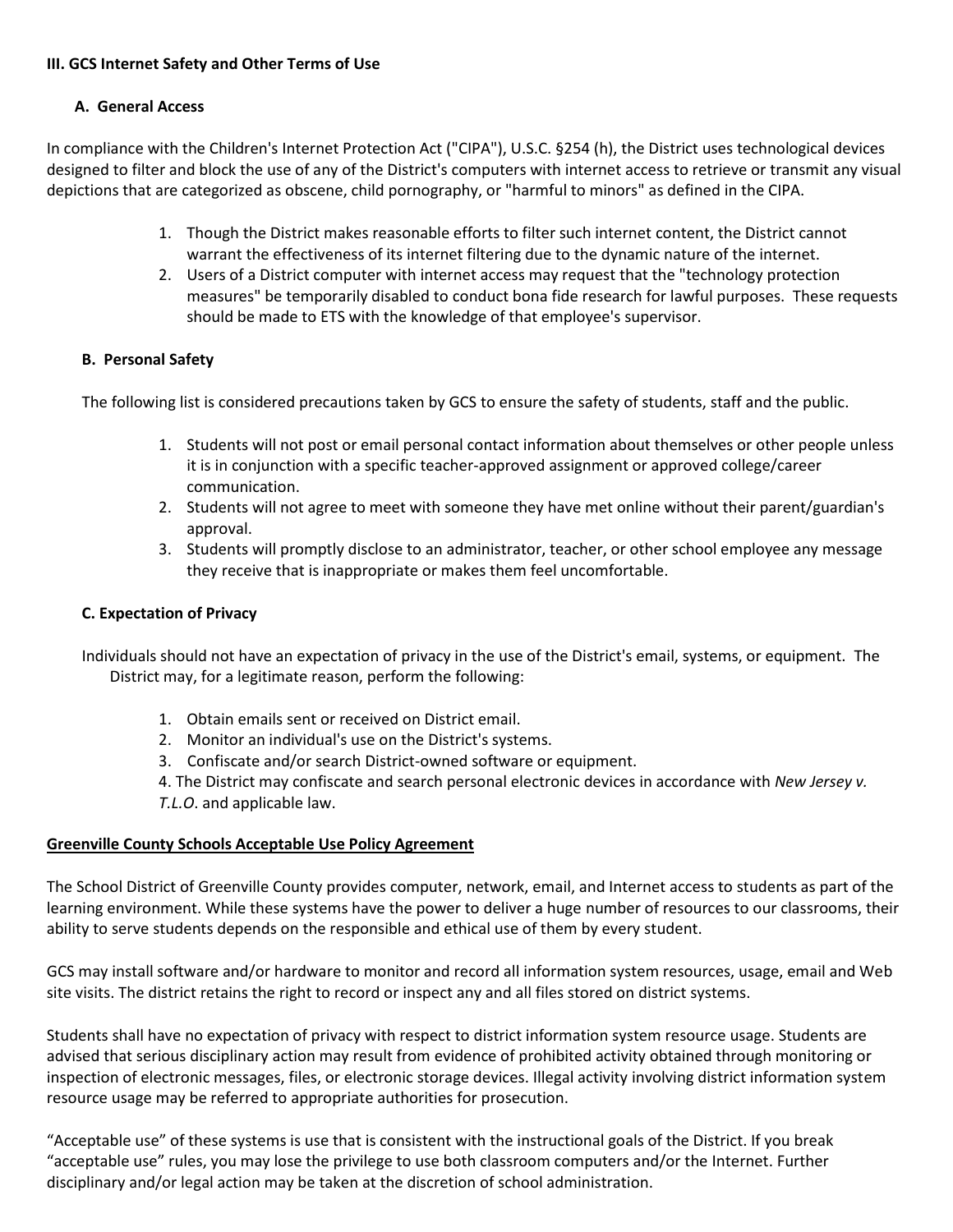### III. GCS Internet Safety and Other Terms of Use

#### A. General Access

In compliance with the Children's Internet Protection Act ("CIPA"), U.S.C. §254 (h), the District uses technological devices designed to filter and block the use of any of the District's computers with internet access to retrieve or transmit any visual depictions that are categorized as obscene, child pornography, or "harmful to minors" as defined in the CIPA.

1. Though the District makes reasonable efforts to filter such internet content, the District cannot warrant the effectiveness of its internet filtering due to the dynamic nature of the internet.
2. Users of a District computer with internet access may request that the "technology protection measures" be temporarily disabled to conduct bona fide research for lawful purposes. These requests should be made to ETS with the knowledge of that employee's supervisor.

#### B. Personal Safety

The following list is considered precautions taken by GCS to ensure the safety of students, staff and the public.

1. Students will not post or email personal contact information about themselves or other people unless it is in conjunction with a specific teacher-approved assignment or approved college/career communication.
2. Students will not agree to meet with someone they have met online without their parent/guardian's approval.
3. Students will promptly disclose to an administrator, teacher, or other school employee any message they receive that is inappropriate or makes them feel uncomfortable.

#### C. Expectation of Privacy

Individuals should not have an expectation of privacy in the use of the District's email, systems, or equipment. The District may, for a legitimate reason, perform the following:

1. Obtain emails sent or received on District email.
2. Monitor an individual's use on the District's systems.
3. Confiscate and/or search District-owned software or equipment.
4. The District may confiscate and search personal electronic devices in accordance with *New Jersey v. T.L.O*. and applicable law.

**Greenville County Schools Acceptable Use Policy Agreement**

The School District of Greenville County provides computer, network, email, and Internet access to students as part of the learning environment. While these systems have the power to deliver a huge number of resources to our classrooms, their ability to serve students depends on the responsible and ethical use of them by every student.

GCS may install software and/or hardware to monitor and record all information system resources, usage, email and Web site visits. The district retains the right to record or inspect any and all files stored on district systems.

Students shall have no expectation of privacy with respect to district information system resource usage. Students are advised that serious disciplinary action may result from evidence of prohibited activity obtained through monitoring or inspection of electronic messages, files, or electronic storage devices. Illegal activity involving district information system resource usage may be referred to appropriate authorities for prosecution.

"Acceptable use" of these systems is use that is consistent with the instructional goals of the District. If you break "acceptable use" rules, you may lose the privilege to use both classroom computers and/or the Internet. Further disciplinary and/or legal action may be taken at the discretion of school administration.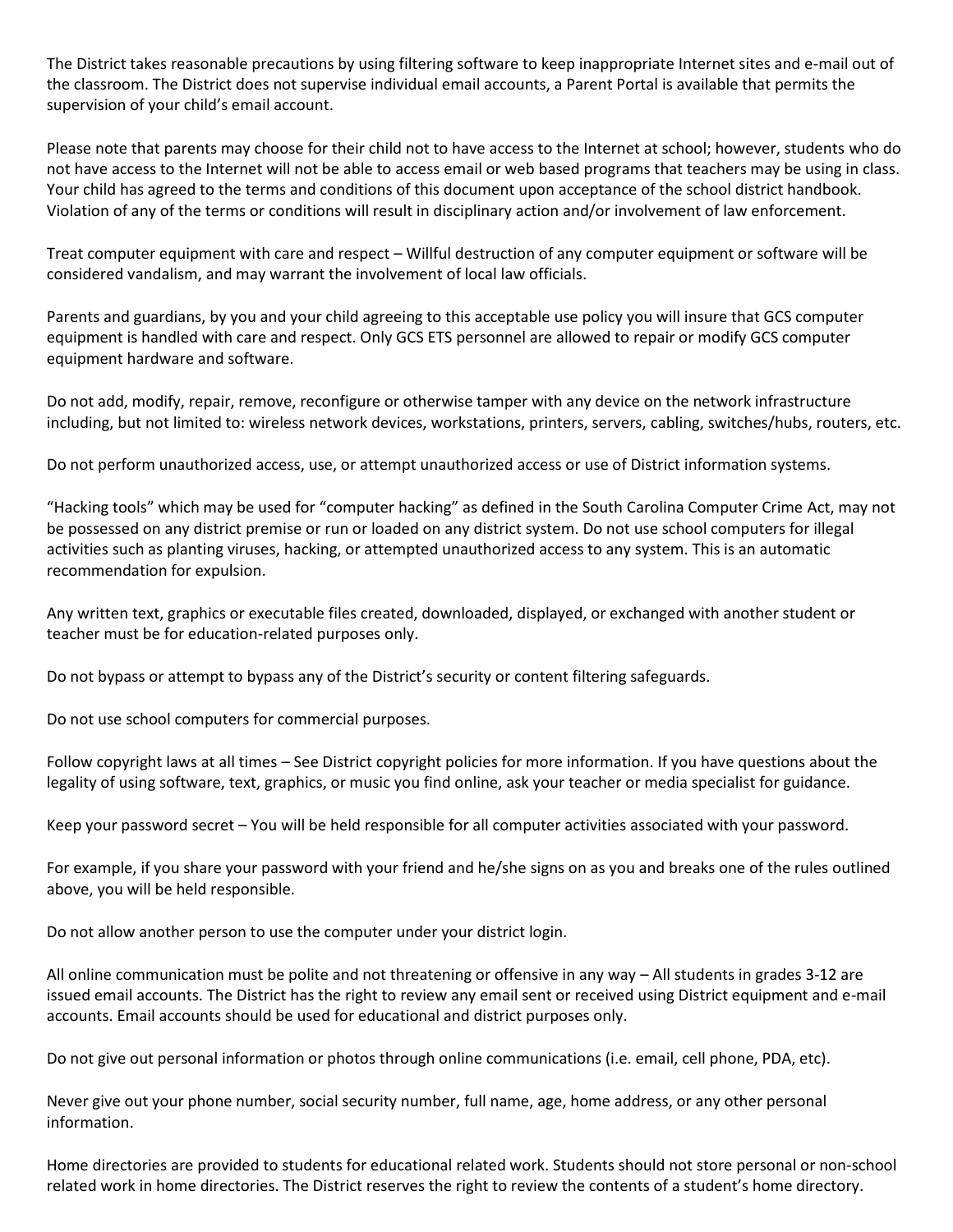The District takes reasonable precautions by using filtering software to keep inappropriate Internet sites and e-mail out of the classroom. The District does not supervise individual email accounts, a Parent Portal is available that permits the supervision of your child's email account.

Please note that parents may choose for their child not to have access to the Internet at school; however, students who do not have access to the Internet will not be able to access email or web based programs that teachers may be using in class. Your child has agreed to the terms and conditions of this document upon acceptance of the school district handbook. Violation of any of the terms or conditions will result in disciplinary action and/or involvement of law enforcement.

Treat computer equipment with care and respect – Willful destruction of any computer equipment or software will be considered vandalism, and may warrant the involvement of local law officials.

Parents and guardians, by you and your child agreeing to this acceptable use policy you will insure that GCS computer equipment is handled with care and respect. Only GCS ETS personnel are allowed to repair or modify GCS computer equipment hardware and software.

Do not add, modify, repair, remove, reconfigure or otherwise tamper with any device on the network infrastructure including, but not limited to: wireless network devices, workstations, printers, servers, cabling, switches/hubs, routers, etc.

Do not perform unauthorized access, use, or attempt unauthorized access or use of District information systems.

"Hacking tools" which may be used for "computer hacking" as defined in the South Carolina Computer Crime Act, may not be possessed on any district premise or run or loaded on any district system. Do not use school computers for illegal activities such as planting viruses, hacking, or attempted unauthorized access to any system. This is an automatic recommendation for expulsion.

Any written text, graphics or executable files created, downloaded, displayed, or exchanged with another student or teacher must be for education-related purposes only.

Do not bypass or attempt to bypass any of the District's security or content filtering safeguards.

Do not use school computers for commercial purposes.

Follow copyright laws at all times – See District copyright policies for more information. If you have questions about the legality of using software, text, graphics, or music you find online, ask your teacher or media specialist for guidance.

Keep your password secret – You will be held responsible for all computer activities associated with your password.

For example, if you share your password with your friend and he/she signs on as you and breaks one of the rules outlined above, you will be held responsible.

Do not allow another person to use the computer under your district login.

All online communication must be polite and not threatening or offensive in any way – All students in grades 3-12 are issued email accounts. The District has the right to review any email sent or received using District equipment and e-mail accounts. Email accounts should be used for educational and district purposes only.

Do not give out personal information or photos through online communications (i.e. email, cell phone, PDA, etc).

Never give out your phone number, social security number, full name, age, home address, or any other personal information.

Home directories are provided to students for educational related work. Students should not store personal or non-school related work in home directories. The District reserves the right to review the contents of a student's home directory.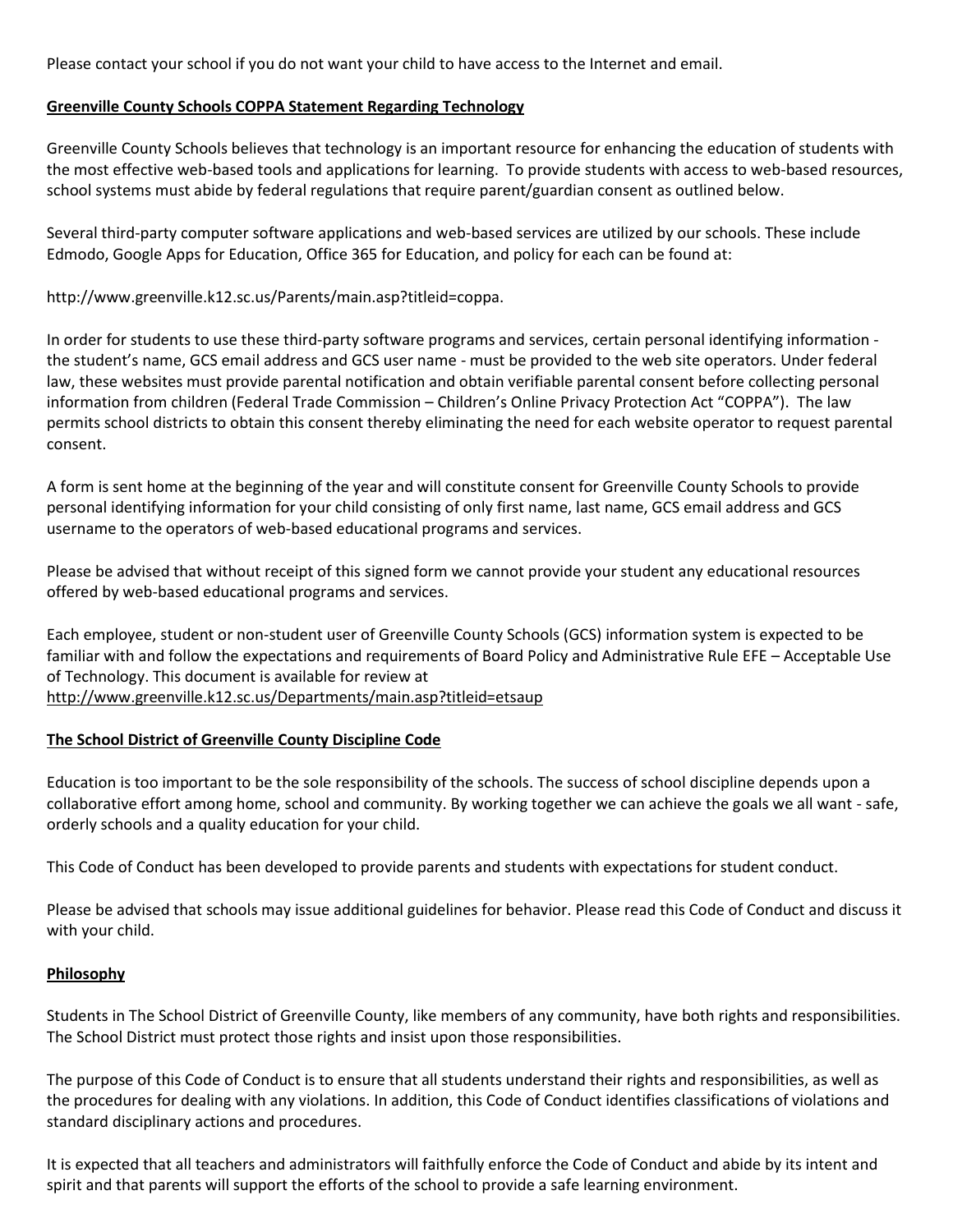Please contact your school if you do not want your child to have access to the Internet and email.

## Greenville County Schools COPPA Statement Regarding Technology

Greenville County Schools believes that technology is an important resource for enhancing the education of students with the most effective web-based tools and applications for learning. To provide students with access to web-based resources, school systems must abide by federal regulations that require parent/guardian consent as outlined below.

Several third-party computer software applications and web-based services are utilized by our schools. These include Edmodo, Google Apps for Education, Office 365 for Education, and policy for each can be found at:

http://www.greenville.k12.sc.us/Parents/main.asp?titleid=coppa.

In order for students to use these third-party software programs and services, certain personal identifying information - the student's name, GCS email address and GCS user name - must be provided to the web site operators. Under federal law, these websites must provide parental notification and obtain verifiable parental consent before collecting personal information from children (Federal Trade Commission – Children's Online Privacy Protection Act "COPPA"). The law permits school districts to obtain this consent thereby eliminating the need for each website operator to request parental consent.

A form is sent home at the beginning of the year and will constitute consent for Greenville County Schools to provide personal identifying information for your child consisting of only first name, last name, GCS email address and GCS username to the operators of web-based educational programs and services.

Please be advised that without receipt of this signed form we cannot provide your student any educational resources offered by web-based educational programs and services.

Each employee, student or non-student user of Greenville County Schools (GCS) information system is expected to be familiar with and follow the expectations and requirements of Board Policy and Administrative Rule EFE – Acceptable Use of Technology. This document is available for review at http://www.greenville.k12.sc.us/Departments/main.asp?titleid=etsaup

## The School District of Greenville County Discipline Code

Education is too important to be the sole responsibility of the schools. The success of school discipline depends upon a collaborative effort among home, school and community. By working together we can achieve the goals we all want - safe, orderly schools and a quality education for your child.

This Code of Conduct has been developed to provide parents and students with expectations for student conduct.

Please be advised that schools may issue additional guidelines for behavior. Please read this Code of Conduct and discuss it with your child.

## Philosophy

Students in The School District of Greenville County, like members of any community, have both rights and responsibilities. The School District must protect those rights and insist upon those responsibilities.

The purpose of this Code of Conduct is to ensure that all students understand their rights and responsibilities, as well as the procedures for dealing with any violations. In addition, this Code of Conduct identifies classifications of violations and standard disciplinary actions and procedures.

It is expected that all teachers and administrators will faithfully enforce the Code of Conduct and abide by its intent and spirit and that parents will support the efforts of the school to provide a safe learning environment.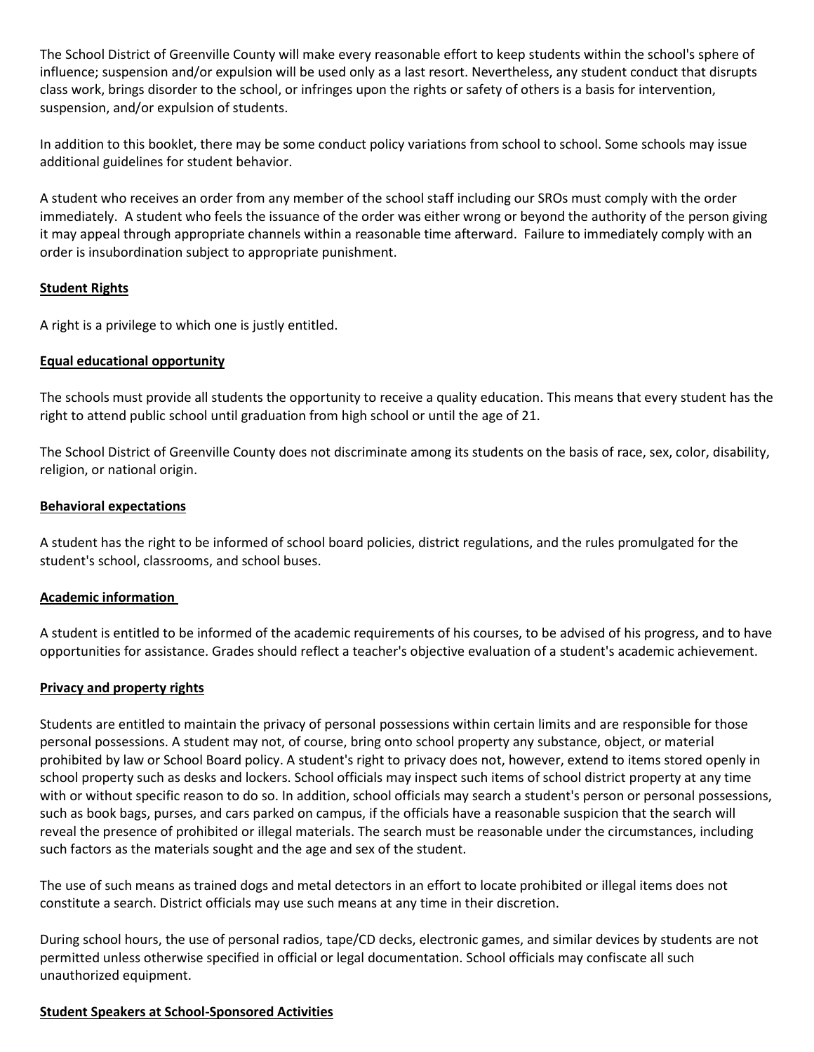The School District of Greenville County will make every reasonable effort to keep students within the school's sphere of influence; suspension and/or expulsion will be used only as a last resort. Nevertheless, any student conduct that disrupts class work, brings disorder to the school, or infringes upon the rights or safety of others is a basis for intervention, suspension, and/or expulsion of students.

In addition to this booklet, there may be some conduct policy variations from school to school. Some schools may issue additional guidelines for student behavior.

A student who receives an order from any member of the school staff including our SROs must comply with the order immediately. A student who feels the issuance of the order was either wrong or beyond the authority of the person giving it may appeal through appropriate channels within a reasonable time afterward. Failure to immediately comply with an order is insubordination subject to appropriate punishment.

## Student Rights

A right is a privilege to which one is justly entitled.

### Equal educational opportunity

The schools must provide all students the opportunity to receive a quality education. This means that every student has the right to attend public school until graduation from high school or until the age of 21.

The School District of Greenville County does not discriminate among its students on the basis of race, sex, color, disability, religion, or national origin.

### Behavioral expectations

A student has the right to be informed of school board policies, district regulations, and the rules promulgated for the student's school, classrooms, and school buses.

### Academic information

A student is entitled to be informed of the academic requirements of his courses, to be advised of his progress, and to have opportunities for assistance. Grades should reflect a teacher's objective evaluation of a student's academic achievement.

### Privacy and property rights

Students are entitled to maintain the privacy of personal possessions within certain limits and are responsible for those personal possessions. A student may not, of course, bring onto school property any substance, object, or material prohibited by law or School Board policy. A student's right to privacy does not, however, extend to items stored openly in school property such as desks and lockers. School officials may inspect such items of school district property at any time with or without specific reason to do so. In addition, school officials may search a student's person or personal possessions, such as book bags, purses, and cars parked on campus, if the officials have a reasonable suspicion that the search will reveal the presence of prohibited or illegal materials. The search must be reasonable under the circumstances, including such factors as the materials sought and the age and sex of the student.

The use of such means as trained dogs and metal detectors in an effort to locate prohibited or illegal items does not constitute a search. District officials may use such means at any time in their discretion.

During school hours, the use of personal radios, tape/CD decks, electronic games, and similar devices by students are not permitted unless otherwise specified in official or legal documentation. School officials may confiscate all such unauthorized equipment.

### Student Speakers at School-Sponsored Activities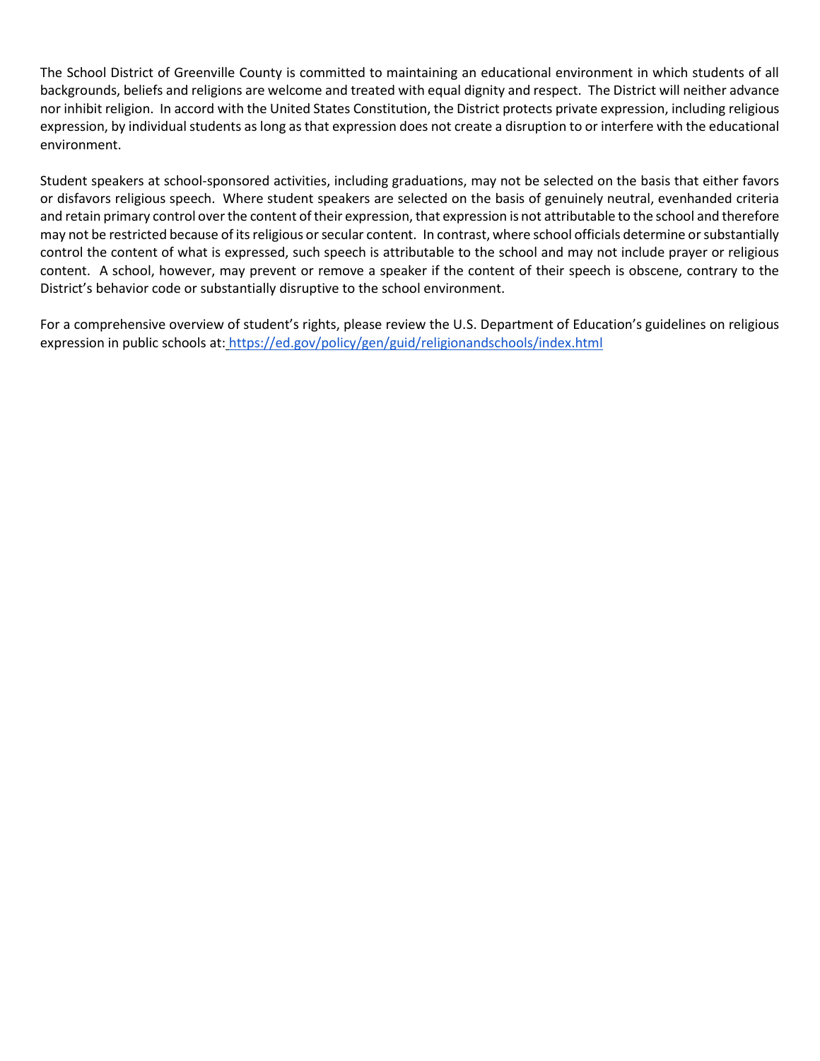The School District of Greenville County is committed to maintaining an educational environment in which students of all backgrounds, beliefs and religions are welcome and treated with equal dignity and respect. The District will neither advance nor inhibit religion. In accord with the United States Constitution, the District protects private expression, including religious expression, by individual students as long as that expression does not create a disruption to or interfere with the educational environment.

Student speakers at school-sponsored activities, including graduations, may not be selected on the basis that either favors or disfavors religious speech. Where student speakers are selected on the basis of genuinely neutral, evenhanded criteria and retain primary control over the content of their expression, that expression is not attributable to the school and therefore may not be restricted because of its religious or secular content. In contrast, where school officials determine or substantially control the content of what is expressed, such speech is attributable to the school and may not include prayer or religious content. A school, however, may prevent or remove a speaker if the content of their speech is obscene, contrary to the District's behavior code or substantially disruptive to the school environment.

For a comprehensive overview of student's rights, please review the U.S. Department of Education's guidelines on religious expression in public schools at: https://ed.gov/policy/gen/guid/religionandschools/index.html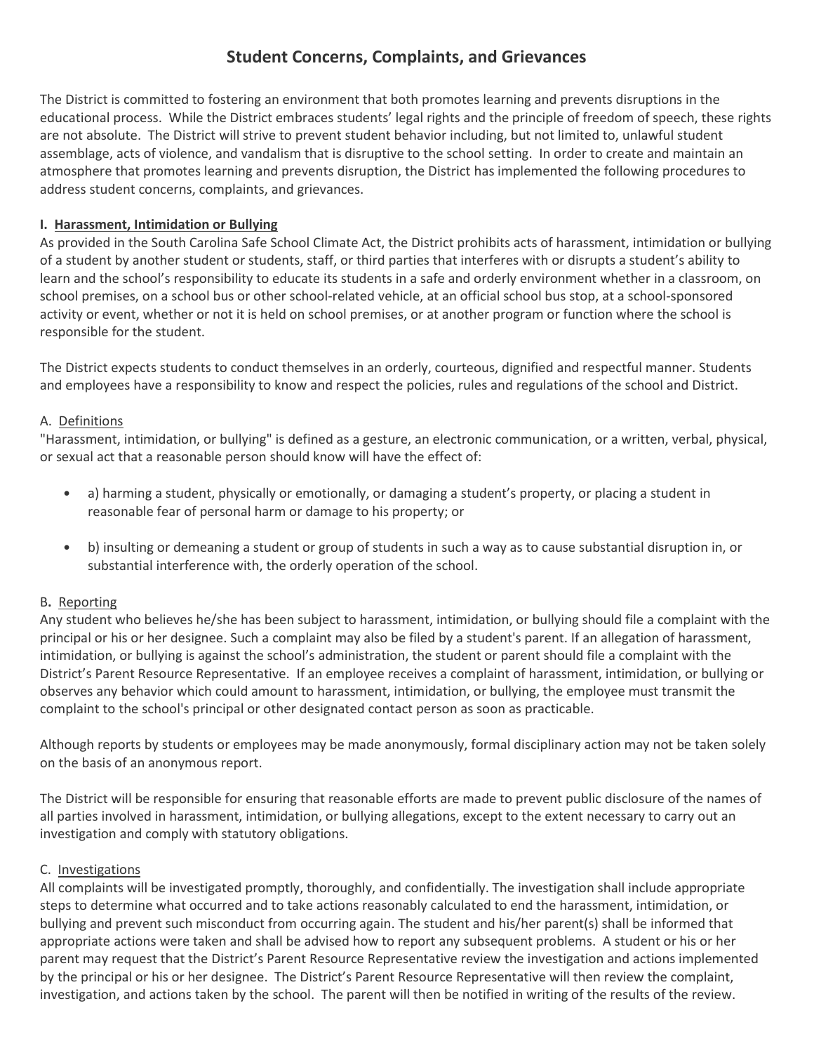# Student Concerns, Complaints, and Grievances

The District is committed to fostering an environment that both promotes learning and prevents disruptions in the educational process. While the District embraces students' legal rights and the principle of freedom of speech, these rights are not absolute. The District will strive to prevent student behavior including, but not limited to, unlawful student assemblage, acts of violence, and vandalism that is disruptive to the school setting. In order to create and maintain an atmosphere that promotes learning and prevents disruption, the District has implemented the following procedures to address student concerns, complaints, and grievances.

## I. Harassment, Intimidation or Bullying

As provided in the South Carolina Safe School Climate Act, the District prohibits acts of harassment, intimidation or bullying of a student by another student or students, staff, or third parties that interferes with or disrupts a student's ability to learn and the school's responsibility to educate its students in a safe and orderly environment whether in a classroom, on school premises, on a school bus or other school-related vehicle, at an official school bus stop, at a school-sponsored activity or event, whether or not it is held on school premises, or at another program or function where the school is responsible for the student.

The District expects students to conduct themselves in an orderly, courteous, dignified and respectful manner. Students and employees have a responsibility to know and respect the policies, rules and regulations of the school and District.

### A. Definitions

"Harassment, intimidation, or bullying" is defined as a gesture, an electronic communication, or a written, verbal, physical, or sexual act that a reasonable person should know will have the effect of:

- a) harming a student, physically or emotionally, or damaging a student's property, or placing a student in reasonable fear of personal harm or damage to his property; or
- b) insulting or demeaning a student or group of students in such a way as to cause substantial disruption in, or substantial interference with, the orderly operation of the school.

### B. Reporting

Any student who believes he/she has been subject to harassment, intimidation, or bullying should file a complaint with the principal or his or her designee. Such a complaint may also be filed by a student's parent. If an allegation of harassment, intimidation, or bullying is against the school's administration, the student or parent should file a complaint with the District's Parent Resource Representative. If an employee receives a complaint of harassment, intimidation, or bullying or observes any behavior which could amount to harassment, intimidation, or bullying, the employee must transmit the complaint to the school's principal or other designated contact person as soon as practicable.

Although reports by students or employees may be made anonymously, formal disciplinary action may not be taken solely on the basis of an anonymous report.

The District will be responsible for ensuring that reasonable efforts are made to prevent public disclosure of the names of all parties involved in harassment, intimidation, or bullying allegations, except to the extent necessary to carry out an investigation and comply with statutory obligations.

### C. Investigations

All complaints will be investigated promptly, thoroughly, and confidentially. The investigation shall include appropriate steps to determine what occurred and to take actions reasonably calculated to end the harassment, intimidation, or bullying and prevent such misconduct from occurring again. The student and his/her parent(s) shall be informed that appropriate actions were taken and shall be advised how to report any subsequent problems. A student or his or her parent may request that the District's Parent Resource Representative review the investigation and actions implemented by the principal or his or her designee. The District's Parent Resource Representative will then review the complaint, investigation, and actions taken by the school. The parent will then be notified in writing of the results of the review.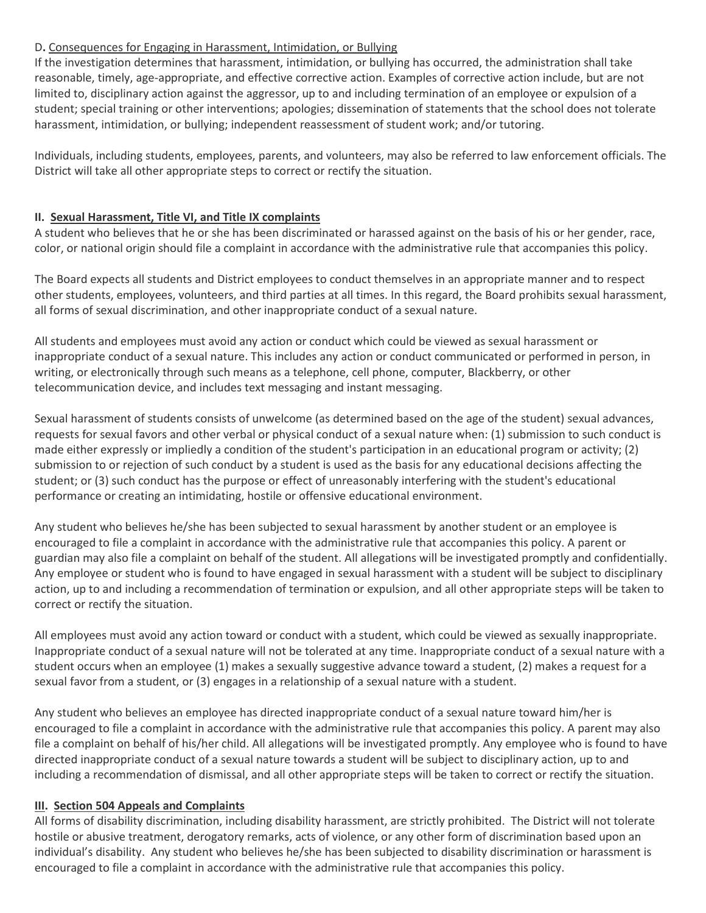D. Consequences for Engaging in Harassment, Intimidation, or Bullying

If the investigation determines that harassment, intimidation, or bullying has occurred, the administration shall take reasonable, timely, age-appropriate, and effective corrective action. Examples of corrective action include, but are not limited to, disciplinary action against the aggressor, up to and including termination of an employee or expulsion of a student; special training or other interventions; apologies; dissemination of statements that the school does not tolerate harassment, intimidation, or bullying; independent reassessment of student work; and/or tutoring.

Individuals, including students, employees, parents, and volunteers, may also be referred to law enforcement officials. The District will take all other appropriate steps to correct or rectify the situation.

## II. Sexual Harassment, Title VI, and Title IX complaints

A student who believes that he or she has been discriminated or harassed against on the basis of his or her gender, race, color, or national origin should file a complaint in accordance with the administrative rule that accompanies this policy.

The Board expects all students and District employees to conduct themselves in an appropriate manner and to respect other students, employees, volunteers, and third parties at all times. In this regard, the Board prohibits sexual harassment, all forms of sexual discrimination, and other inappropriate conduct of a sexual nature.

All students and employees must avoid any action or conduct which could be viewed as sexual harassment or inappropriate conduct of a sexual nature. This includes any action or conduct communicated or performed in person, in writing, or electronically through such means as a telephone, cell phone, computer, Blackberry, or other telecommunication device, and includes text messaging and instant messaging.

Sexual harassment of students consists of unwelcome (as determined based on the age of the student) sexual advances, requests for sexual favors and other verbal or physical conduct of a sexual nature when: (1) submission to such conduct is made either expressly or impliedly a condition of the student's participation in an educational program or activity; (2) submission to or rejection of such conduct by a student is used as the basis for any educational decisions affecting the student; or (3) such conduct has the purpose or effect of unreasonably interfering with the student's educational performance or creating an intimidating, hostile or offensive educational environment.

Any student who believes he/she has been subjected to sexual harassment by another student or an employee is encouraged to file a complaint in accordance with the administrative rule that accompanies this policy. A parent or guardian may also file a complaint on behalf of the student. All allegations will be investigated promptly and confidentially. Any employee or student who is found to have engaged in sexual harassment with a student will be subject to disciplinary action, up to and including a recommendation of termination or expulsion, and all other appropriate steps will be taken to correct or rectify the situation.

All employees must avoid any action toward or conduct with a student, which could be viewed as sexually inappropriate. Inappropriate conduct of a sexual nature will not be tolerated at any time. Inappropriate conduct of a sexual nature with a student occurs when an employee (1) makes a sexually suggestive advance toward a student, (2) makes a request for a sexual favor from a student, or (3) engages in a relationship of a sexual nature with a student.

Any student who believes an employee has directed inappropriate conduct of a sexual nature toward him/her is encouraged to file a complaint in accordance with the administrative rule that accompanies this policy. A parent may also file a complaint on behalf of his/her child. All allegations will be investigated promptly. Any employee who is found to have directed inappropriate conduct of a sexual nature towards a student will be subject to disciplinary action, up to and including a recommendation of dismissal, and all other appropriate steps will be taken to correct or rectify the situation.

## III. Section 504 Appeals and Complaints

All forms of disability discrimination, including disability harassment, are strictly prohibited. The District will not tolerate hostile or abusive treatment, derogatory remarks, acts of violence, or any other form of discrimination based upon an individual's disability. Any student who believes he/she has been subjected to disability discrimination or harassment is encouraged to file a complaint in accordance with the administrative rule that accompanies this policy.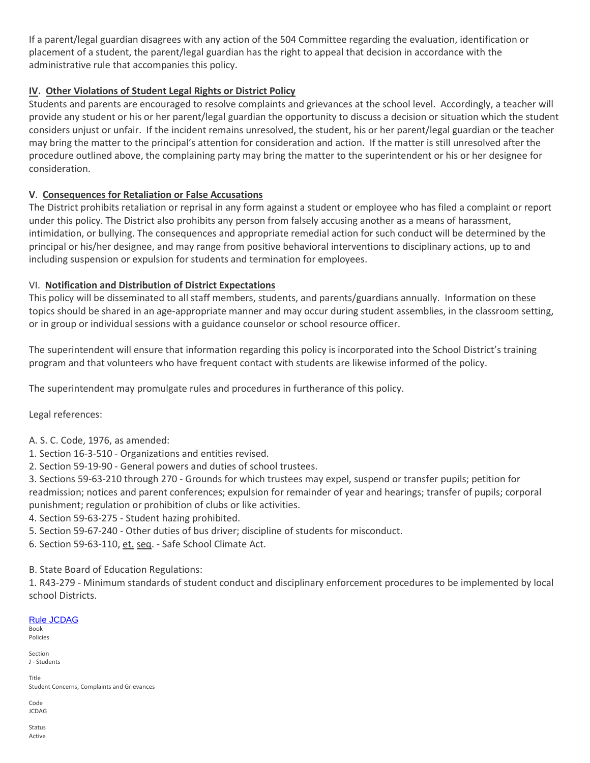If a parent/legal guardian disagrees with any action of the 504 Committee regarding the evaluation, identification or placement of a student, the parent/legal guardian has the right to appeal that decision in accordance with the administrative rule that accompanies this policy.

**IV. Other Violations of Student Legal Rights or District Policy**

Students and parents are encouraged to resolve complaints and grievances at the school level. Accordingly, a teacher will provide any student or his or her parent/legal guardian the opportunity to discuss a decision or situation which the student considers unjust or unfair. If the incident remains unresolved, the student, his or her parent/legal guardian or the teacher may bring the matter to the principal's attention for consideration and action. If the matter is still unresolved after the procedure outlined above, the complaining party may bring the matter to the superintendent or his or her designee for consideration.

**V. Consequences for Retaliation or False Accusations**

The District prohibits retaliation or reprisal in any form against a student or employee who has filed a complaint or report under this policy. The District also prohibits any person from falsely accusing another as a means of harassment, intimidation, or bullying. The consequences and appropriate remedial action for such conduct will be determined by the principal or his/her designee, and may range from positive behavioral interventions to disciplinary actions, up to and including suspension or expulsion for students and termination for employees.

VI. **Notification and Distribution of District Expectations**

This policy will be disseminated to all staff members, students, and parents/guardians annually. Information on these topics should be shared in an age-appropriate manner and may occur during student assemblies, in the classroom setting, or in group or individual sessions with a guidance counselor or school resource officer.

The superintendent will ensure that information regarding this policy is incorporated into the School District's training program and that volunteers who have frequent contact with students are likewise informed of the policy.

The superintendent may promulgate rules and procedures in furtherance of this policy.

Legal references:

A. S. C. Code, 1976, as amended:
1. Section 16-3-510 - Organizations and entities revised.
2. Section 59-19-90 - General powers and duties of school trustees.
3. Sections 59-63-210 through 270 - Grounds for which trustees may expel, suspend or transfer pupils; petition for readmission; notices and parent conferences; expulsion for remainder of year and hearings; transfer of pupils; corporal punishment; regulation or prohibition of clubs or like activities.
4. Section 59-63-275 - Student hazing prohibited.
5. Section 59-67-240 - Other duties of bus driver; discipline of students for misconduct.
6. Section 59-63-110, et. seq. - Safe School Climate Act.

B. State Board of Education Regulations:
1. R43-279 - Minimum standards of student conduct and disciplinary enforcement procedures to be implemented by local school Districts.

Rule JCDAG

Book
Policies

Section
J - Students

Title
Student Concerns, Complaints and Grievances

Code
JCDAG

Status
Active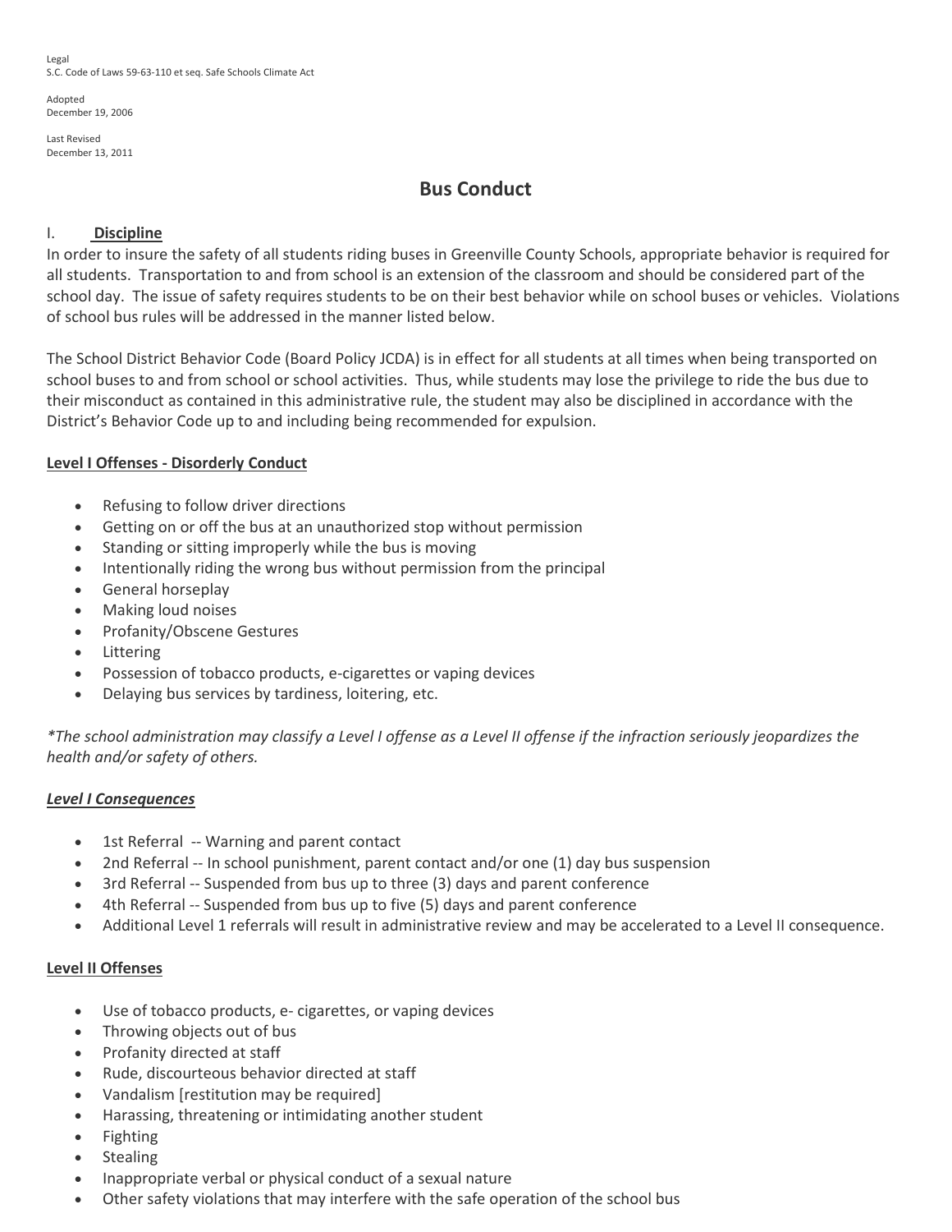Legal
S.C. Code of Laws 59-63-110 et seq. Safe Schools Climate Act

Adopted
December 19, 2006

Last Revised
December 13, 2011

# Bus Conduct

## I. **Discipline**

In order to insure the safety of all students riding buses in Greenville County Schools, appropriate behavior is required for all students. Transportation to and from school is an extension of the classroom and should be considered part of the school day. The issue of safety requires students to be on their best behavior while on school buses or vehicles. Violations of school bus rules will be addressed in the manner listed below.

The School District Behavior Code (Board Policy JCDA) is in effect for all students at all times when being transported on school buses to and from school or school activities. Thus, while students may lose the privilege to ride the bus due to their misconduct as contained in this administrative rule, the student may also be disciplined in accordance with the District's Behavior Code up to and including being recommended for expulsion.

**Level I Offenses - Disorderly Conduct**

- Refusing to follow driver directions
- Getting on or off the bus at an unauthorized stop without permission
- Standing or sitting improperly while the bus is moving
- Intentionally riding the wrong bus without permission from the principal
- General horseplay
- Making loud noises
- Profanity/Obscene Gestures
- Littering
- Possession of tobacco products, e-cigarettes or vaping devices
- Delaying bus services by tardiness, loitering, etc.

*\*The school administration may classify a Level I offense as a Level II offense if the infraction seriously jeopardizes the health and/or safety of others.*

***Level I Consequences***

- 1st Referral -- Warning and parent contact
- 2nd Referral -- In school punishment, parent contact and/or one (1) day bus suspension
- 3rd Referral -- Suspended from bus up to three (3) days and parent conference
- 4th Referral -- Suspended from bus up to five (5) days and parent conference
- Additional Level 1 referrals will result in administrative review and may be accelerated to a Level II consequence.

**Level II Offenses**

- Use of tobacco products, e- cigarettes, or vaping devices
- Throwing objects out of bus
- Profanity directed at staff
- Rude, discourteous behavior directed at staff
- Vandalism [restitution may be required]
- Harassing, threatening or intimidating another student
- Fighting
- Stealing
- Inappropriate verbal or physical conduct of a sexual nature
- Other safety violations that may interfere with the safe operation of the school bus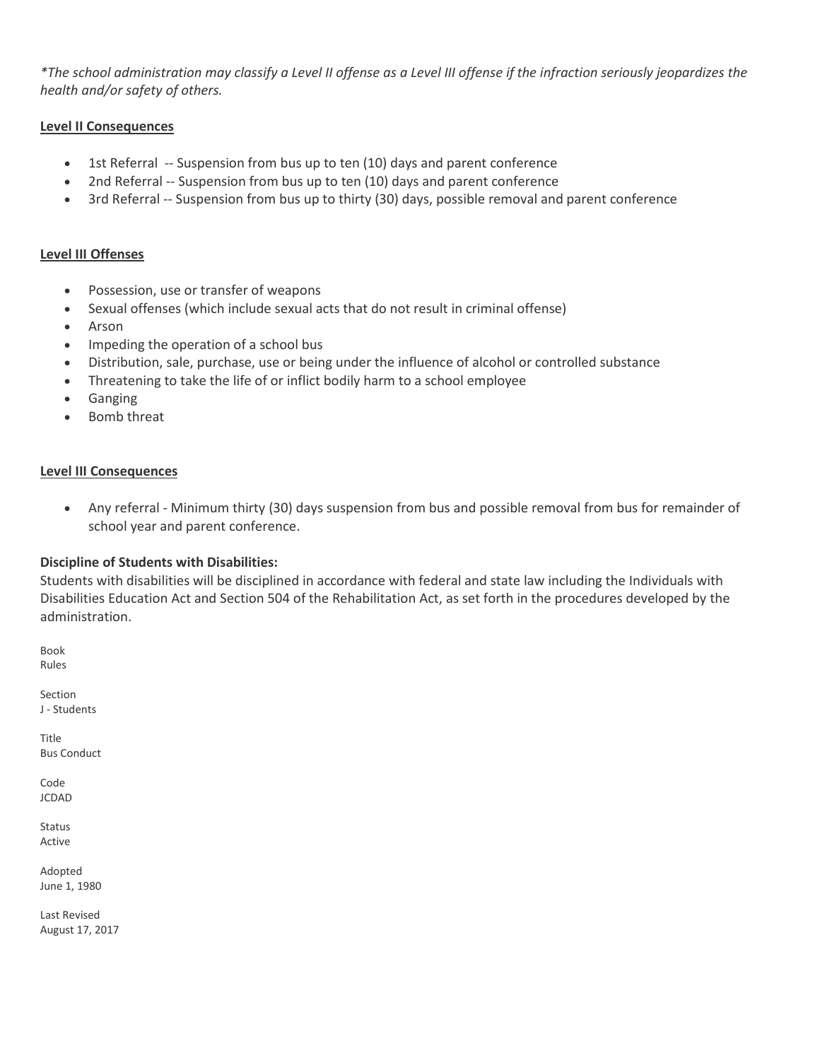*\*The school administration may classify a Level II offense as a Level III offense if the infraction seriously jeopardizes the health and/or safety of others.*

**Level II Consequences**

- 1st Referral -- Suspension from bus up to ten (10) days and parent conference
- 2nd Referral -- Suspension from bus up to ten (10) days and parent conference
- 3rd Referral -- Suspension from bus up to thirty (30) days, possible removal and parent conference

**Level III Offenses**

- Possession, use or transfer of weapons
- Sexual offenses (which include sexual acts that do not result in criminal offense)
- Arson
- Impeding the operation of a school bus
- Distribution, sale, purchase, use or being under the influence of alcohol or controlled substance
- Threatening to take the life of or inflict bodily harm to a school employee
- Ganging
- Bomb threat

**Level III Consequences**

- Any referral - Minimum thirty (30) days suspension from bus and possible removal from bus for remainder of school year and parent conference.

**Discipline of Students with Disabilities:**

Students with disabilities will be disciplined in accordance with federal and state law including the Individuals with Disabilities Education Act and Section 504 of the Rehabilitation Act, as set forth in the procedures developed by the administration.

Book
Rules

Section
J - Students

Title
Bus Conduct

Code
JCDAD

Status
Active

Adopted
June 1, 1980

Last Revised
August 17, 2017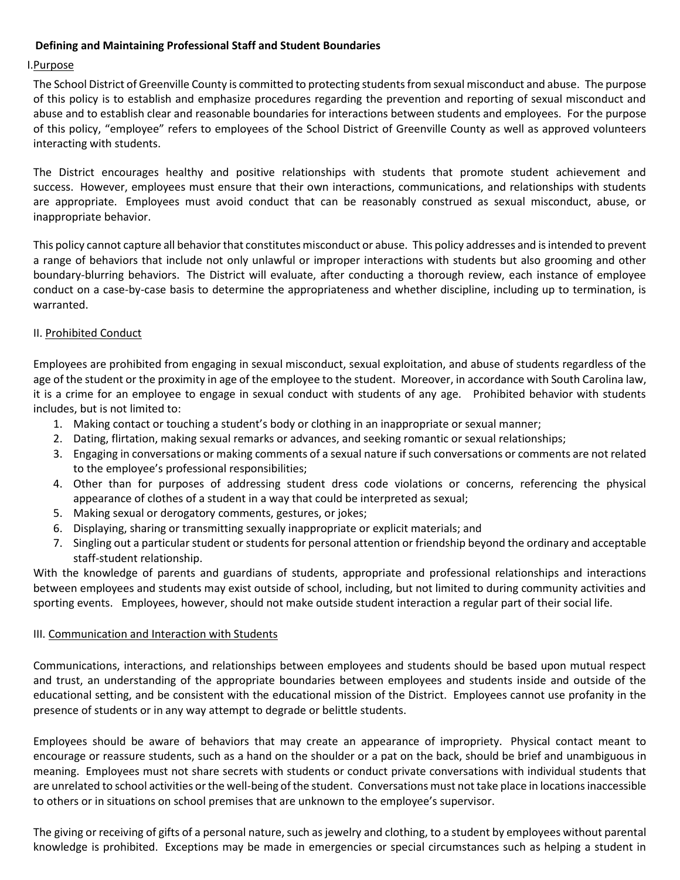**Defining and Maintaining Professional Staff and Student Boundaries**

I. Purpose

The School District of Greenville County is committed to protecting students from sexual misconduct and abuse. The purpose of this policy is to establish and emphasize procedures regarding the prevention and reporting of sexual misconduct and abuse and to establish clear and reasonable boundaries for interactions between students and employees. For the purpose of this policy, "employee" refers to employees of the School District of Greenville County as well as approved volunteers interacting with students.

The District encourages healthy and positive relationships with students that promote student achievement and success. However, employees must ensure that their own interactions, communications, and relationships with students are appropriate. Employees must avoid conduct that can be reasonably construed as sexual misconduct, abuse, or inappropriate behavior.

This policy cannot capture all behavior that constitutes misconduct or abuse. This policy addresses and is intended to prevent a range of behaviors that include not only unlawful or improper interactions with students but also grooming and other boundary-blurring behaviors. The District will evaluate, after conducting a thorough review, each instance of employee conduct on a case-by-case basis to determine the appropriateness and whether discipline, including up to termination, is warranted.

II. Prohibited Conduct

Employees are prohibited from engaging in sexual misconduct, sexual exploitation, and abuse of students regardless of the age of the student or the proximity in age of the employee to the student. Moreover, in accordance with South Carolina law, it is a crime for an employee to engage in sexual conduct with students of any age. Prohibited behavior with students includes, but is not limited to:

1. Making contact or touching a student's body or clothing in an inappropriate or sexual manner;
2. Dating, flirtation, making sexual remarks or advances, and seeking romantic or sexual relationships;
3. Engaging in conversations or making comments of a sexual nature if such conversations or comments are not related to the employee's professional responsibilities;
4. Other than for purposes of addressing student dress code violations or concerns, referencing the physical appearance of clothes of a student in a way that could be interpreted as sexual;
5. Making sexual or derogatory comments, gestures, or jokes;
6. Displaying, sharing or transmitting sexually inappropriate or explicit materials; and
7. Singling out a particular student or students for personal attention or friendship beyond the ordinary and acceptable staff-student relationship.

With the knowledge of parents and guardians of students, appropriate and professional relationships and interactions between employees and students may exist outside of school, including, but not limited to during community activities and sporting events. Employees, however, should not make outside student interaction a regular part of their social life.

III. Communication and Interaction with Students

Communications, interactions, and relationships between employees and students should be based upon mutual respect and trust, an understanding of the appropriate boundaries between employees and students inside and outside of the educational setting, and be consistent with the educational mission of the District. Employees cannot use profanity in the presence of students or in any way attempt to degrade or belittle students.

Employees should be aware of behaviors that may create an appearance of impropriety. Physical contact meant to encourage or reassure students, such as a hand on the shoulder or a pat on the back, should be brief and unambiguous in meaning. Employees must not share secrets with students or conduct private conversations with individual students that are unrelated to school activities or the well-being of the student. Conversations must not take place in locations inaccessible to others or in situations on school premises that are unknown to the employee's supervisor.

The giving or receiving of gifts of a personal nature, such as jewelry and clothing, to a student by employees without parental knowledge is prohibited. Exceptions may be made in emergencies or special circumstances such as helping a student in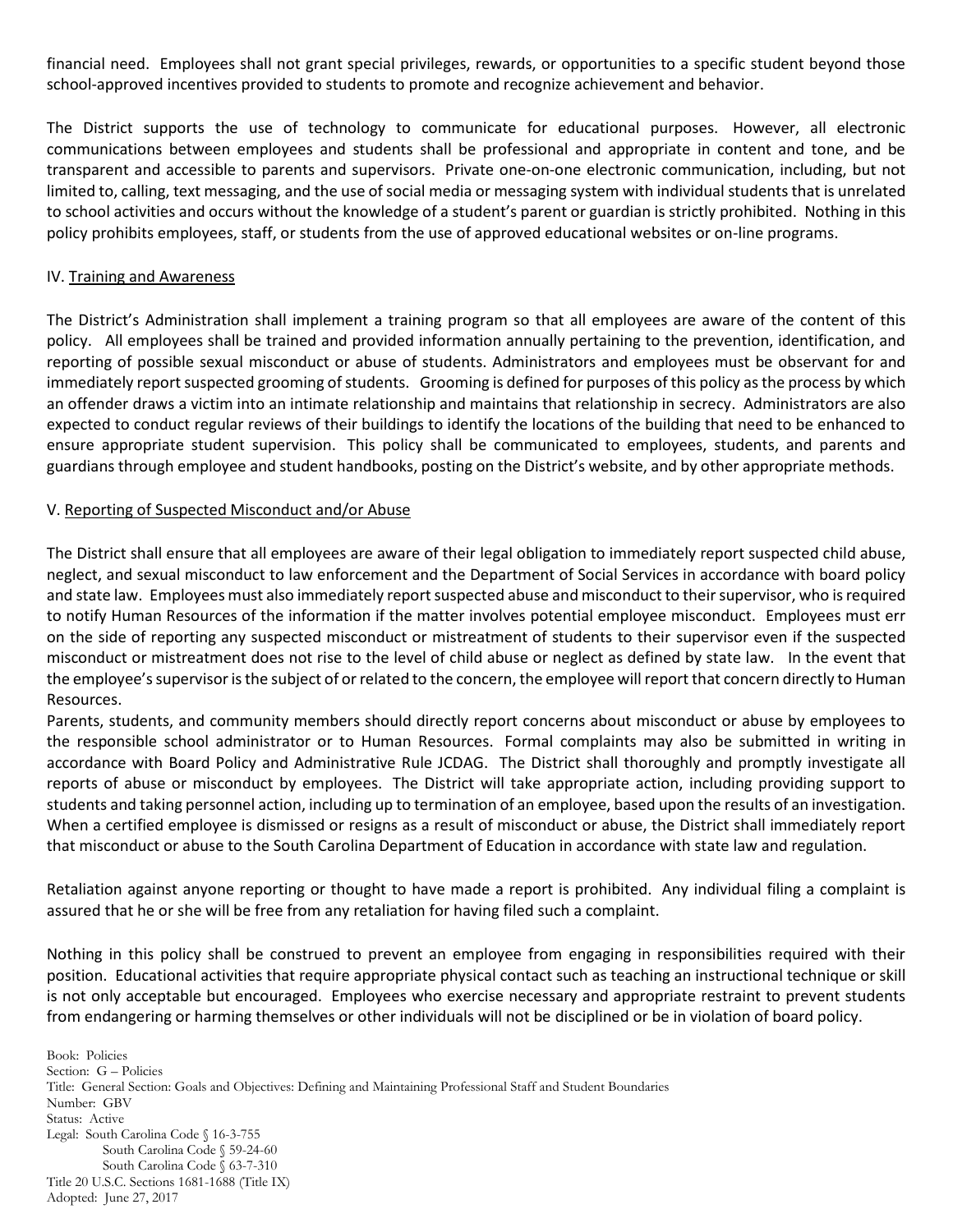financial need. Employees shall not grant special privileges, rewards, or opportunities to a specific student beyond those school-approved incentives provided to students to promote and recognize achievement and behavior.

The District supports the use of technology to communicate for educational purposes. However, all electronic communications between employees and students shall be professional and appropriate in content and tone, and be transparent and accessible to parents and supervisors. Private one-on-one electronic communication, including, but not limited to, calling, text messaging, and the use of social media or messaging system with individual students that is unrelated to school activities and occurs without the knowledge of a student's parent or guardian is strictly prohibited. Nothing in this policy prohibits employees, staff, or students from the use of approved educational websites or on-line programs.

IV. <u>Training and Awareness</u>

The District's Administration shall implement a training program so that all employees are aware of the content of this policy. All employees shall be trained and provided information annually pertaining to the prevention, identification, and reporting of possible sexual misconduct or abuse of students. Administrators and employees must be observant for and immediately report suspected grooming of students. Grooming is defined for purposes of this policy as the process by which an offender draws a victim into an intimate relationship and maintains that relationship in secrecy. Administrators are also expected to conduct regular reviews of their buildings to identify the locations of the building that need to be enhanced to ensure appropriate student supervision. This policy shall be communicated to employees, students, and parents and guardians through employee and student handbooks, posting on the District's website, and by other appropriate methods.

V. <u>Reporting of Suspected Misconduct and/or Abuse</u>

The District shall ensure that all employees are aware of their legal obligation to immediately report suspected child abuse, neglect, and sexual misconduct to law enforcement and the Department of Social Services in accordance with board policy and state law. Employees must also immediately report suspected abuse and misconduct to their supervisor, who is required to notify Human Resources of the information if the matter involves potential employee misconduct. Employees must err on the side of reporting any suspected misconduct or mistreatment of students to their supervisor even if the suspected misconduct or mistreatment does not rise to the level of child abuse or neglect as defined by state law. In the event that the employee's supervisor is the subject of or related to the concern, the employee will report that concern directly to Human Resources.

Parents, students, and community members should directly report concerns about misconduct or abuse by employees to the responsible school administrator or to Human Resources. Formal complaints may also be submitted in writing in accordance with Board Policy and Administrative Rule JCDAG. The District shall thoroughly and promptly investigate all reports of abuse or misconduct by employees. The District will take appropriate action, including providing support to students and taking personnel action, including up to termination of an employee, based upon the results of an investigation. When a certified employee is dismissed or resigns as a result of misconduct or abuse, the District shall immediately report that misconduct or abuse to the South Carolina Department of Education in accordance with state law and regulation.

Retaliation against anyone reporting or thought to have made a report is prohibited. Any individual filing a complaint is assured that he or she will be free from any retaliation for having filed such a complaint.

Nothing in this policy shall be construed to prevent an employee from engaging in responsibilities required with their position. Educational activities that require appropriate physical contact such as teaching an instructional technique or skill is not only acceptable but encouraged. Employees who exercise necessary and appropriate restraint to prevent students from endangering or harming themselves or other individuals will not be disciplined or be in violation of board policy.

Book: Policies
Section: G – Policies
Title: General Section: Goals and Objectives: Defining and Maintaining Professional Staff and Student Boundaries
Number: GBV
Status: Active
Legal: South Carolina Code § 16-3-755
South Carolina Code § 59-24-60
South Carolina Code § 63-7-310
Title 20 U.S.C. Sections 1681-1688 (Title IX)
Adopted: June 27, 2017